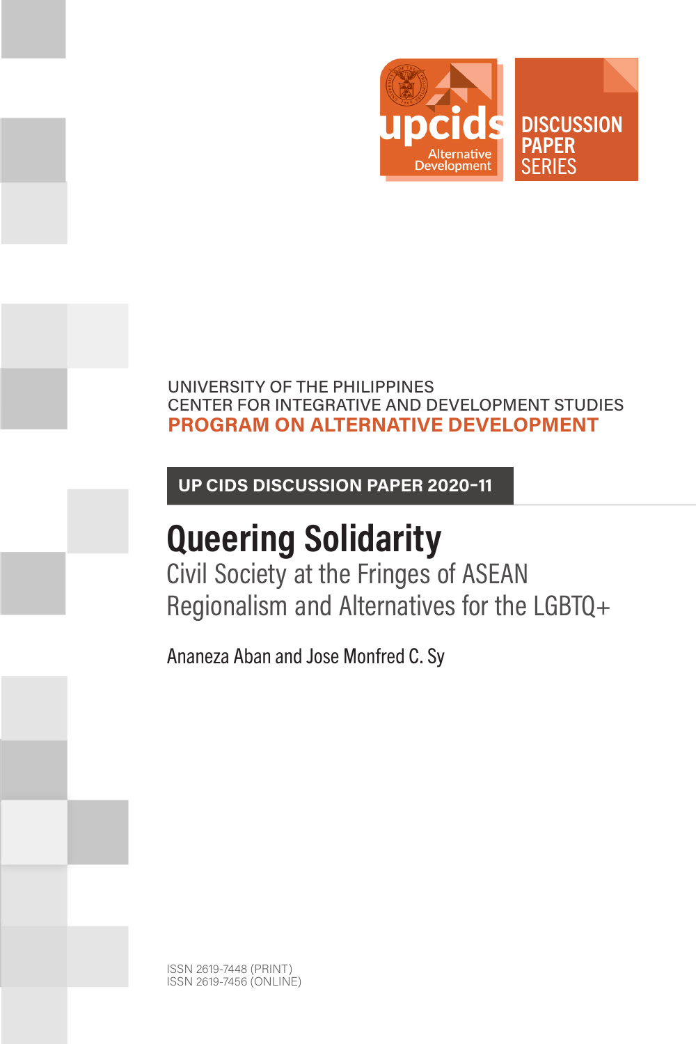upcids Alternative Development

DISCUSSION PAPER SERIES

UNIVERSITY OF THE PHILIPPINES
CENTER FOR INTEGRATIVE AND DEVELOPMENT STUDIES
**PROGRAM ON ALTERNATIVE DEVELOPMENT**

**UP CIDS DISCUSSION PAPER 2020-11**

# Queering Solidarity

## Civil Society at the Fringes of ASEAN Regionalism and Alternatives for the LGBTQ+

Ananeza Aban and Jose Monfred C. Sy

ISSN 2619-7448 (PRINT)
ISSN 2619-7456 (ONLINE)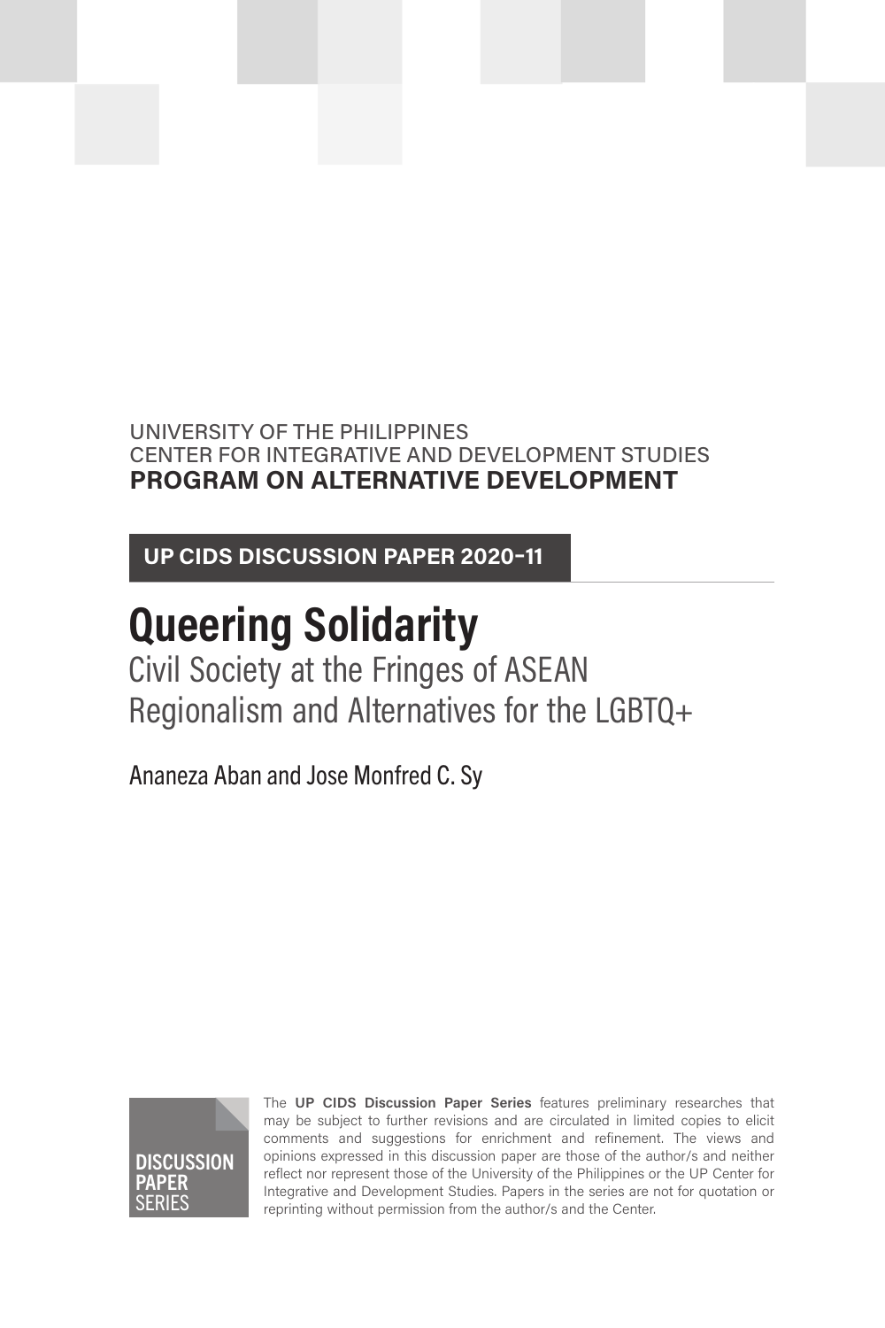UNIVERSITY OF THE PHILIPPINES
CENTER FOR INTEGRATIVE AND DEVELOPMENT STUDIES
**PROGRAM ON ALTERNATIVE DEVELOPMENT**

**UP CIDS DISCUSSION PAPER 2020-11**

# Queering Solidarity

## Civil Society at the Fringes of ASEAN Regionalism and Alternatives for the LGBTQ+

Ananeza Aban and Jose Monfred C. Sy

**DISCUSSION PAPER** SERIES

The **UP CIDS Discussion Paper Series** features preliminary researches that may be subject to further revisions and are circulated in limited copies to elicit comments and suggestions for enrichment and refinement. The views and opinions expressed in this discussion paper are those of the author/s and neither reflect nor represent those of the University of the Philippines or the UP Center for Integrative and Development Studies. Papers in the series are not for quotation or reprinting without permission from the author/s and the Center.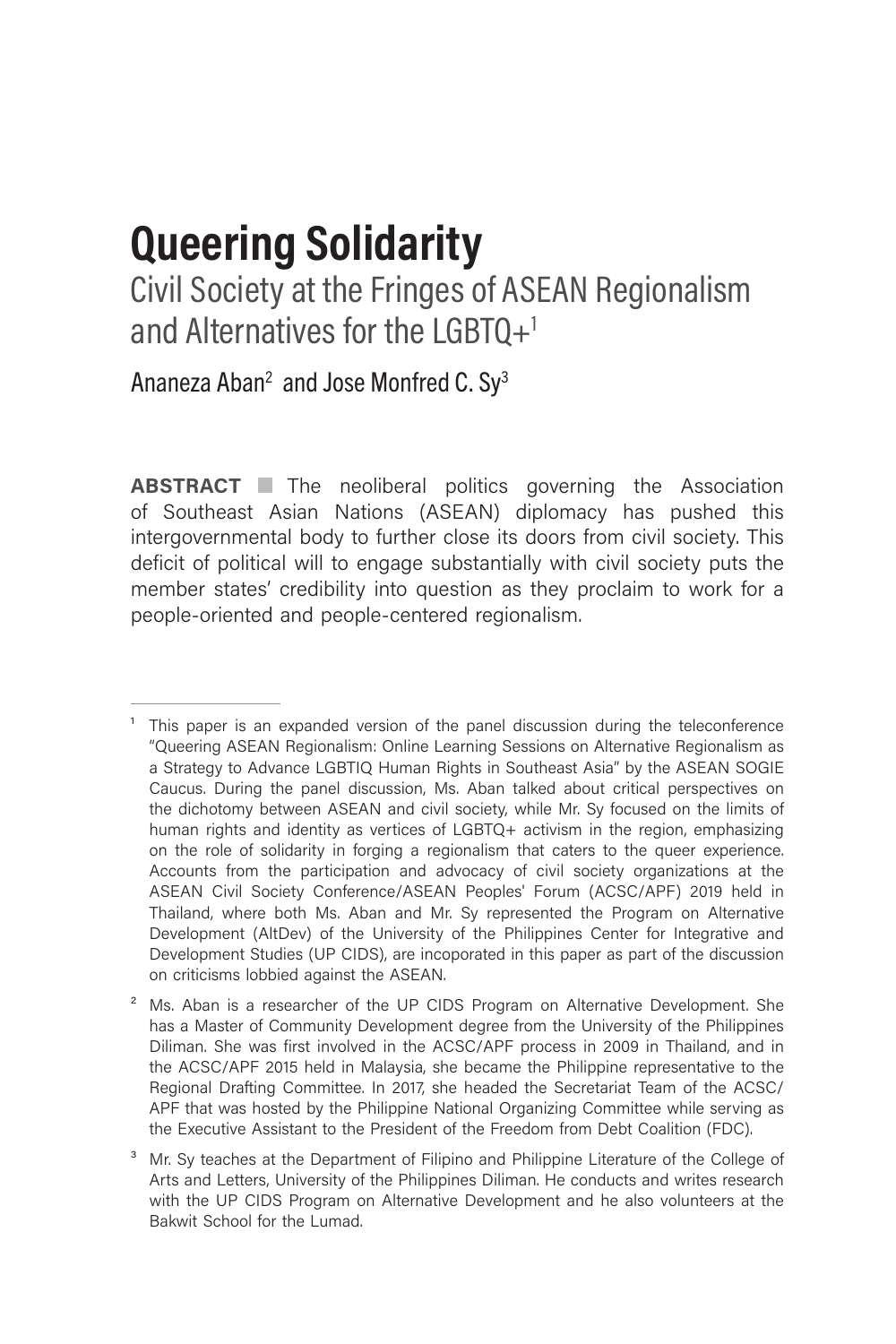# Queering Solidarity

## Civil Society at the Fringes of ASEAN Regionalism and Alternatives for the LGBTQ+[1]

Ananeza Aban[2] and Jose Monfred C. Sy[3]

**ABSTRACT** The neoliberal politics governing the Association of Southeast Asian Nations (ASEAN) diplomacy has pushed this intergovernmental body to further close its doors from civil society. This deficit of political will to engage substantially with civil society puts the member states' credibility into question as they proclaim to work for a people-oriented and people-centered regionalism.

---

[1] This paper is an expanded version of the panel discussion during the teleconference "Queering ASEAN Regionalism: Online Learning Sessions on Alternative Regionalism as a Strategy to Advance LGBTIQ Human Rights in Southeast Asia" by the ASEAN SOGIE Caucus. During the panel discussion, Ms. Aban talked about critical perspectives on the dichotomy between ASEAN and civil society, while Mr. Sy focused on the limits of human rights and identity as vertices of LGBTQ+ activism in the region, emphasizing on the role of solidarity in forging a regionalism that caters to the queer experience. Accounts from the participation and advocacy of civil society organizations at the ASEAN Civil Society Conference/ASEAN Peoples' Forum (ACSC/APF) 2019 held in Thailand, where both Ms. Aban and Mr. Sy represented the Program on Alternative Development (AltDev) of the University of the Philippines Center for Integrative and Development Studies (UP CIDS), are incoporated in this paper as part of the discussion on criticisms lobbied against the ASEAN.

[2] Ms. Aban is a researcher of the UP CIDS Program on Alternative Development. She has a Master of Community Development degree from the University of the Philippines Diliman. She was first involved in the ACSC/APF process in 2009 in Thailand, and in the ACSC/APF 2015 held in Malaysia, she became the Philippine representative to the Regional Drafting Committee. In 2017, she headed the Secretariat Team of the ACSC/APF that was hosted by the Philippine National Organizing Committee while serving as the Executive Assistant to the President of the Freedom from Debt Coalition (FDC).

[3] Mr. Sy teaches at the Department of Filipino and Philippine Literature of the College of Arts and Letters, University of the Philippines Diliman. He conducts and writes research with the UP CIDS Program on Alternative Development and he also volunteers at the Bakwit School for the Lumad.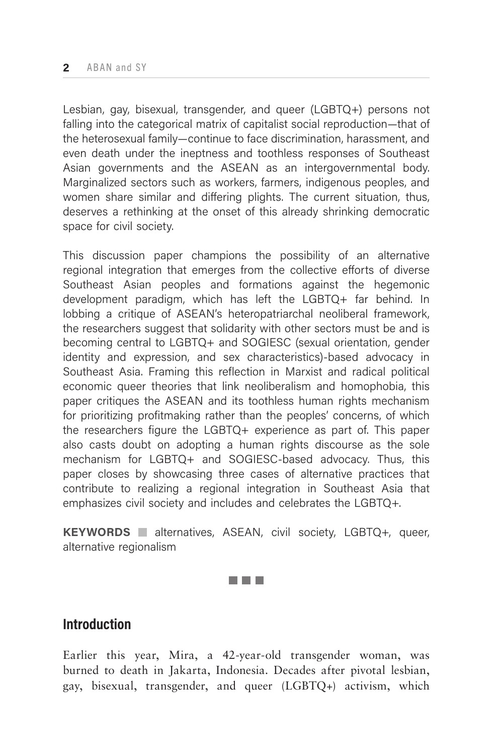Lesbian, gay, bisexual, transgender, and queer (LGBTQ+) persons not falling into the categorical matrix of capitalist social reproduction—that of the heterosexual family—continue to face discrimination, harassment, and even death under the ineptness and toothless responses of Southeast Asian governments and the ASEAN as an intergovernmental body. Marginalized sectors such as workers, farmers, indigenous peoples, and women share similar and differing plights. The current situation, thus, deserves a rethinking at the onset of this already shrinking democratic space for civil society.

This discussion paper champions the possibility of an alternative regional integration that emerges from the collective efforts of diverse Southeast Asian peoples and formations against the hegemonic development paradigm, which has left the LGBTQ+ far behind. In lobbing a critique of ASEAN's heteropatriarchal neoliberal framework, the researchers suggest that solidarity with other sectors must be and is becoming central to LGBTQ+ and SOGIESC (sexual orientation, gender identity and expression, and sex characteristics)-based advocacy in Southeast Asia. Framing this reflection in Marxist and radical political economic queer theories that link neoliberalism and homophobia, this paper critiques the ASEAN and its toothless human rights mechanism for prioritizing profitmaking rather than the peoples' concerns, of which the researchers figure the LGBTQ+ experience as part of. This paper also casts doubt on adopting a human rights discourse as the sole mechanism for LGBTQ+ and SOGIESC-based advocacy. Thus, this paper closes by showcasing three cases of alternative practices that contribute to realizing a regional integration in Southeast Asia that emphasizes civil society and includes and celebrates the LGBTQ+.

**KEYWORDS** ■ alternatives, ASEAN, civil society, LGBTQ+, queer, alternative regionalism

## Introduction

Earlier this year, Mira, a 42-year-old transgender woman, was burned to death in Jakarta, Indonesia. Decades after pivotal lesbian, gay, bisexual, transgender, and queer (LGBTQ+) activism, which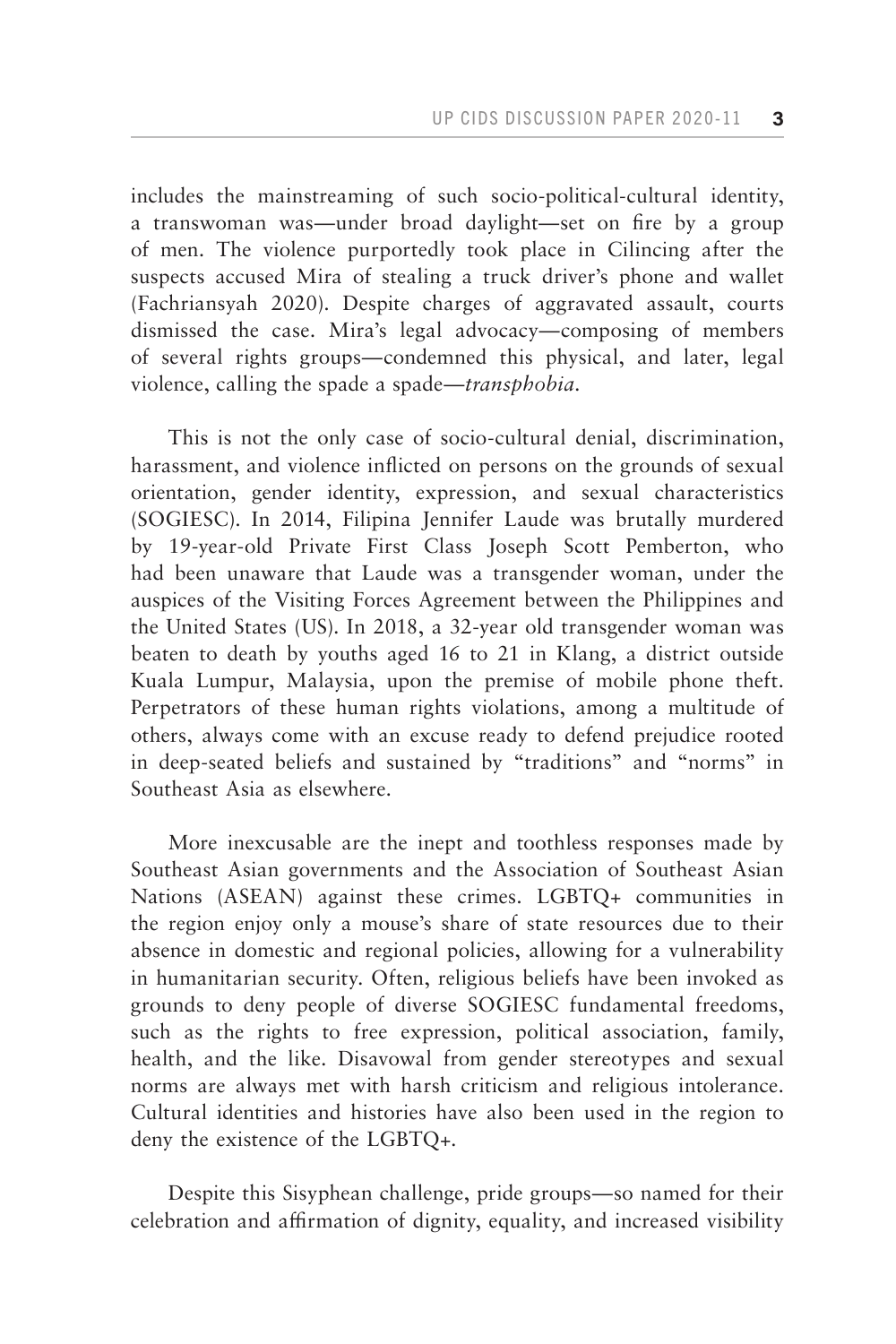includes the mainstreaming of such socio-political-cultural identity, a transwoman was—under broad daylight—set on fire by a group of men. The violence purportedly took place in Cilincing after the suspects accused Mira of stealing a truck driver's phone and wallet (Fachriansyah 2020). Despite charges of aggravated assault, courts dismissed the case. Mira's legal advocacy—composing of members of several rights groups—condemned this physical, and later, legal violence, calling the spade a spade—*transphobia*.

This is not the only case of socio-cultural denial, discrimination, harassment, and violence inflicted on persons on the grounds of sexual orientation, gender identity, expression, and sexual characteristics (SOGIESC). In 2014, Filipina Jennifer Laude was brutally murdered by 19-year-old Private First Class Joseph Scott Pemberton, who had been unaware that Laude was a transgender woman, under the auspices of the Visiting Forces Agreement between the Philippines and the United States (US). In 2018, a 32-year old transgender woman was beaten to death by youths aged 16 to 21 in Klang, a district outside Kuala Lumpur, Malaysia, upon the premise of mobile phone theft. Perpetrators of these human rights violations, among a multitude of others, always come with an excuse ready to defend prejudice rooted in deep-seated beliefs and sustained by "traditions" and "norms" in Southeast Asia as elsewhere.

More inexcusable are the inept and toothless responses made by Southeast Asian governments and the Association of Southeast Asian Nations (ASEAN) against these crimes. LGBTQ+ communities in the region enjoy only a mouse's share of state resources due to their absence in domestic and regional policies, allowing for a vulnerability in humanitarian security. Often, religious beliefs have been invoked as grounds to deny people of diverse SOGIESC fundamental freedoms, such as the rights to free expression, political association, family, health, and the like. Disavowal from gender stereotypes and sexual norms are always met with harsh criticism and religious intolerance. Cultural identities and histories have also been used in the region to deny the existence of the LGBTQ+.

Despite this Sisyphean challenge, pride groups—so named for their celebration and affirmation of dignity, equality, and increased visibility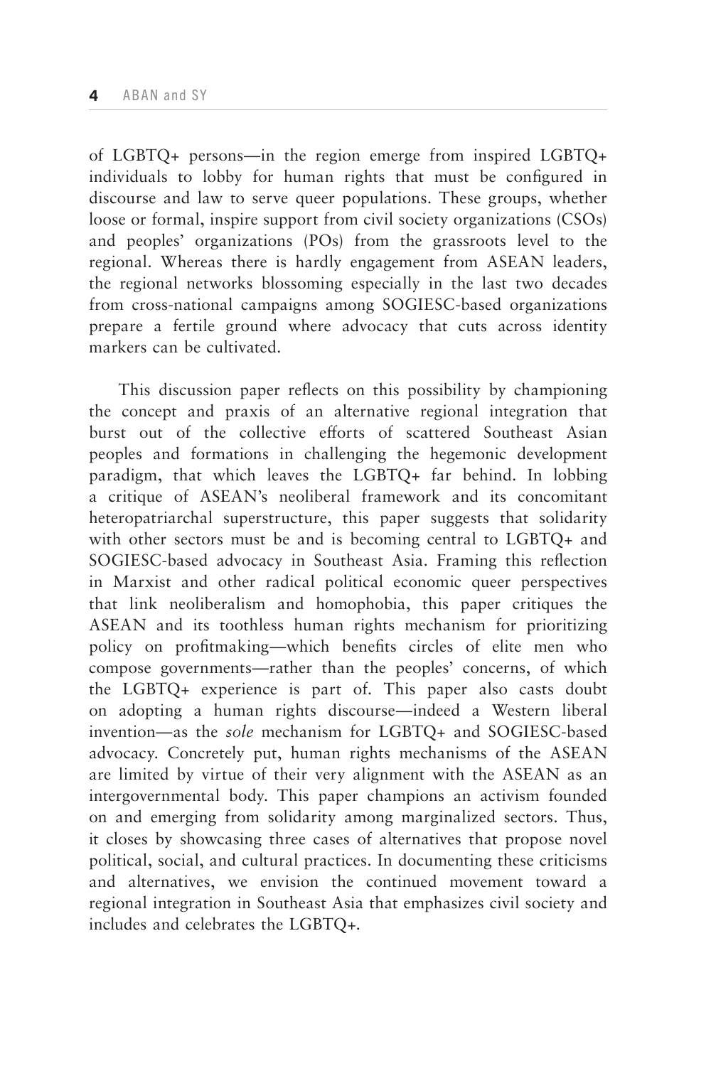of LGBTQ+ persons—in the region emerge from inspired LGBTQ+ individuals to lobby for human rights that must be configured in discourse and law to serve queer populations. These groups, whether loose or formal, inspire support from civil society organizations (CSOs) and peoples' organizations (POs) from the grassroots level to the regional. Whereas there is hardly engagement from ASEAN leaders, the regional networks blossoming especially in the last two decades from cross-national campaigns among SOGIESC-based organizations prepare a fertile ground where advocacy that cuts across identity markers can be cultivated.

This discussion paper reflects on this possibility by championing the concept and praxis of an alternative regional integration that burst out of the collective efforts of scattered Southeast Asian peoples and formations in challenging the hegemonic development paradigm, that which leaves the LGBTQ+ far behind. In lobbing a critique of ASEAN's neoliberal framework and its concomitant heteropatriarchal superstructure, this paper suggests that solidarity with other sectors must be and is becoming central to LGBTQ+ and SOGIESC-based advocacy in Southeast Asia. Framing this reflection in Marxist and other radical political economic queer perspectives that link neoliberalism and homophobia, this paper critiques the ASEAN and its toothless human rights mechanism for prioritizing policy on profitmaking—which benefits circles of elite men who compose governments—rather than the peoples' concerns, of which the LGBTQ+ experience is part of. This paper also casts doubt on adopting a human rights discourse—indeed a Western liberal invention—as the *sole* mechanism for LGBTQ+ and SOGIESC-based advocacy. Concretely put, human rights mechanisms of the ASEAN are limited by virtue of their very alignment with the ASEAN as an intergovernmental body. This paper champions an activism founded on and emerging from solidarity among marginalized sectors. Thus, it closes by showcasing three cases of alternatives that propose novel political, social, and cultural practices. In documenting these criticisms and alternatives, we envision the continued movement toward a regional integration in Southeast Asia that emphasizes civil society and includes and celebrates the LGBTQ+.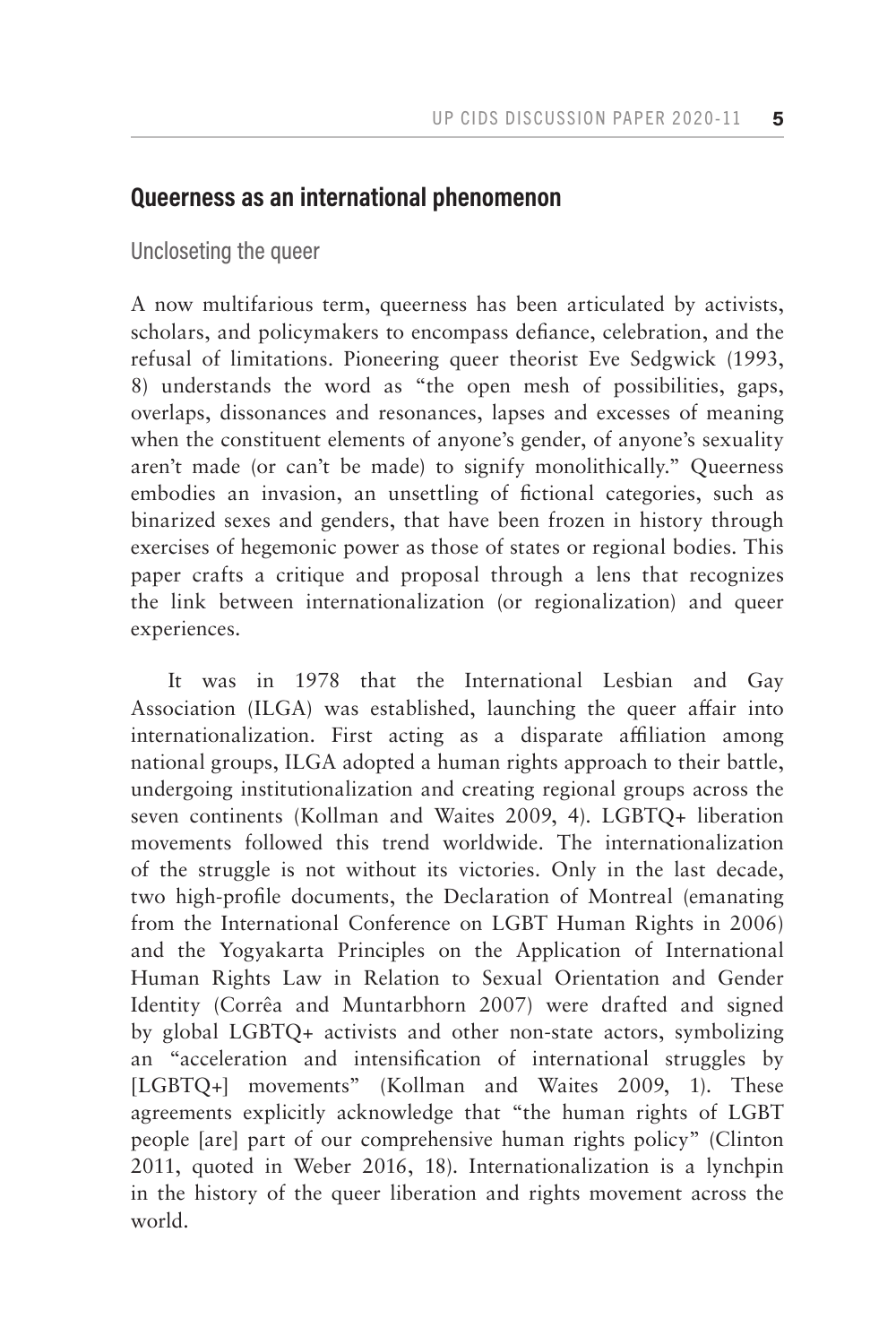## Queerness as an international phenomenon

### Uncloseting the queer

A now multifarious term, queerness has been articulated by activists, scholars, and policymakers to encompass defiance, celebration, and the refusal of limitations. Pioneering queer theorist Eve Sedgwick (1993, 8) understands the word as "the open mesh of possibilities, gaps, overlaps, dissonances and resonances, lapses and excesses of meaning when the constituent elements of anyone's gender, of anyone's sexuality aren't made (or can't be made) to signify monolithically." Queerness embodies an invasion, an unsettling of fictional categories, such as binarized sexes and genders, that have been frozen in history through exercises of hegemonic power as those of states or regional bodies. This paper crafts a critique and proposal through a lens that recognizes the link between internationalization (or regionalization) and queer experiences.

It was in 1978 that the International Lesbian and Gay Association (ILGA) was established, launching the queer affair into internationalization. First acting as a disparate affiliation among national groups, ILGA adopted a human rights approach to their battle, undergoing institutionalization and creating regional groups across the seven continents (Kollman and Waites 2009, 4). LGBTQ+ liberation movements followed this trend worldwide. The internationalization of the struggle is not without its victories. Only in the last decade, two high-profile documents, the Declaration of Montreal (emanating from the International Conference on LGBT Human Rights in 2006) and the Yogyakarta Principles on the Application of International Human Rights Law in Relation to Sexual Orientation and Gender Identity (Corrêa and Muntarbhorn 2007) were drafted and signed by global LGBTQ+ activists and other non-state actors, symbolizing an "acceleration and intensification of international struggles by [LGBTQ+] movements" (Kollman and Waites 2009, 1). These agreements explicitly acknowledge that "the human rights of LGBT people [are] part of our comprehensive human rights policy" (Clinton 2011, quoted in Weber 2016, 18). Internationalization is a lynchpin in the history of the queer liberation and rights movement across the world.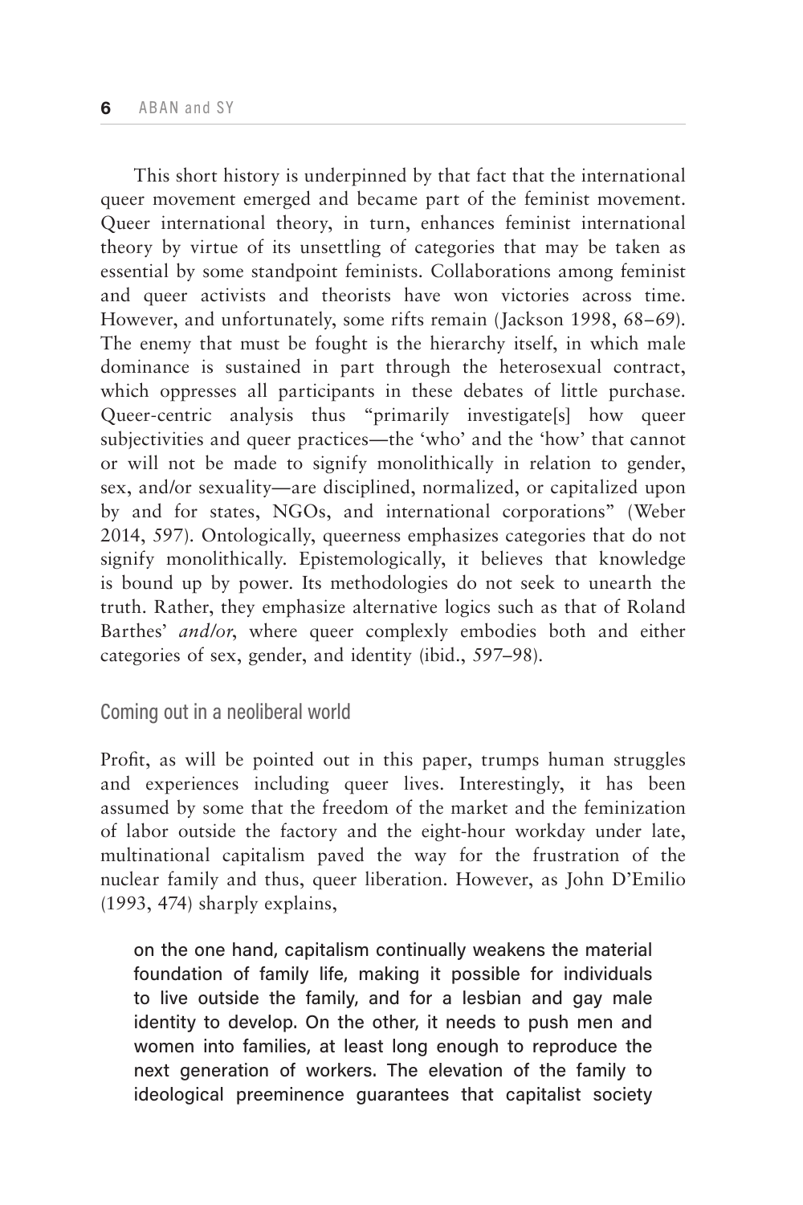This short history is underpinned by that fact that the international queer movement emerged and became part of the feminist movement. Queer international theory, in turn, enhances feminist international theory by virtue of its unsettling of categories that may be taken as essential by some standpoint feminists. Collaborations among feminist and queer activists and theorists have won victories across time. However, and unfortunately, some rifts remain (Jackson 1998, 68–69). The enemy that must be fought is the hierarchy itself, in which male dominance is sustained in part through the heterosexual contract, which oppresses all participants in these debates of little purchase. Queer-centric analysis thus "primarily investigate[s] how queer subjectivities and queer practices—the 'who' and the 'how' that cannot or will not be made to signify monolithically in relation to gender, sex, and/or sexuality—are disciplined, normalized, or capitalized upon by and for states, NGOs, and international corporations" (Weber 2014, 597). Ontologically, queerness emphasizes categories that do not signify monolithically. Epistemologically, it believes that knowledge is bound up by power. Its methodologies do not seek to unearth the truth. Rather, they emphasize alternative logics such as that of Roland Barthes' *and/or*, where queer complexly embodies both and either categories of sex, gender, and identity (ibid., 597–98).

## Coming out in a neoliberal world

Profit, as will be pointed out in this paper, trumps human struggles and experiences including queer lives. Interestingly, it has been assumed by some that the freedom of the market and the feminization of labor outside the factory and the eight-hour workday under late, multinational capitalism paved the way for the frustration of the nuclear family and thus, queer liberation. However, as John D'Emilio (1993, 474) sharply explains,

> on the one hand, capitalism continually weakens the material foundation of family life, making it possible for individuals to live outside the family, and for a lesbian and gay male identity to develop. On the other, it needs to push men and women into families, at least long enough to reproduce the next generation of workers. The elevation of the family to ideological preeminence guarantees that capitalist society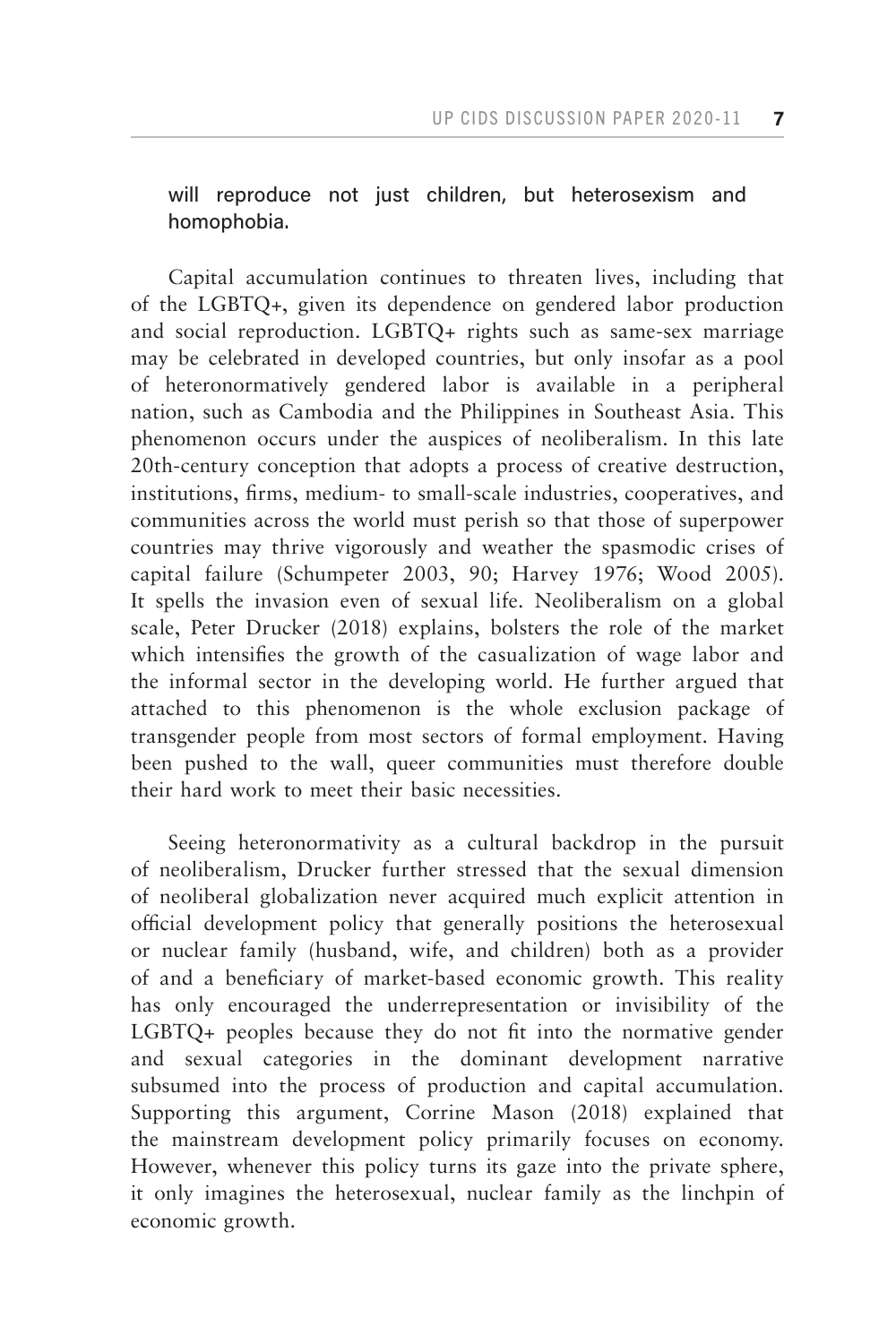will reproduce not just children, but heterosexism and homophobia.

Capital accumulation continues to threaten lives, including that of the LGBTQ+, given its dependence on gendered labor production and social reproduction. LGBTQ+ rights such as same-sex marriage may be celebrated in developed countries, but only insofar as a pool of heteronormatively gendered labor is available in a peripheral nation, such as Cambodia and the Philippines in Southeast Asia. This phenomenon occurs under the auspices of neoliberalism. In this late 20th-century conception that adopts a process of creative destruction, institutions, firms, medium- to small-scale industries, cooperatives, and communities across the world must perish so that those of superpower countries may thrive vigorously and weather the spasmodic crises of capital failure (Schumpeter 2003, 90; Harvey 1976; Wood 2005). It spells the invasion even of sexual life. Neoliberalism on a global scale, Peter Drucker (2018) explains, bolsters the role of the market which intensifies the growth of the casualization of wage labor and the informal sector in the developing world. He further argued that attached to this phenomenon is the whole exclusion package of transgender people from most sectors of formal employment. Having been pushed to the wall, queer communities must therefore double their hard work to meet their basic necessities.

Seeing heteronormativity as a cultural backdrop in the pursuit of neoliberalism, Drucker further stressed that the sexual dimension of neoliberal globalization never acquired much explicit attention in official development policy that generally positions the heterosexual or nuclear family (husband, wife, and children) both as a provider of and a beneficiary of market-based economic growth. This reality has only encouraged the underrepresentation or invisibility of the LGBTQ+ peoples because they do not fit into the normative gender and sexual categories in the dominant development narrative subsumed into the process of production and capital accumulation. Supporting this argument, Corrine Mason (2018) explained that the mainstream development policy primarily focuses on economy. However, whenever this policy turns its gaze into the private sphere, it only imagines the heterosexual, nuclear family as the linchpin of economic growth.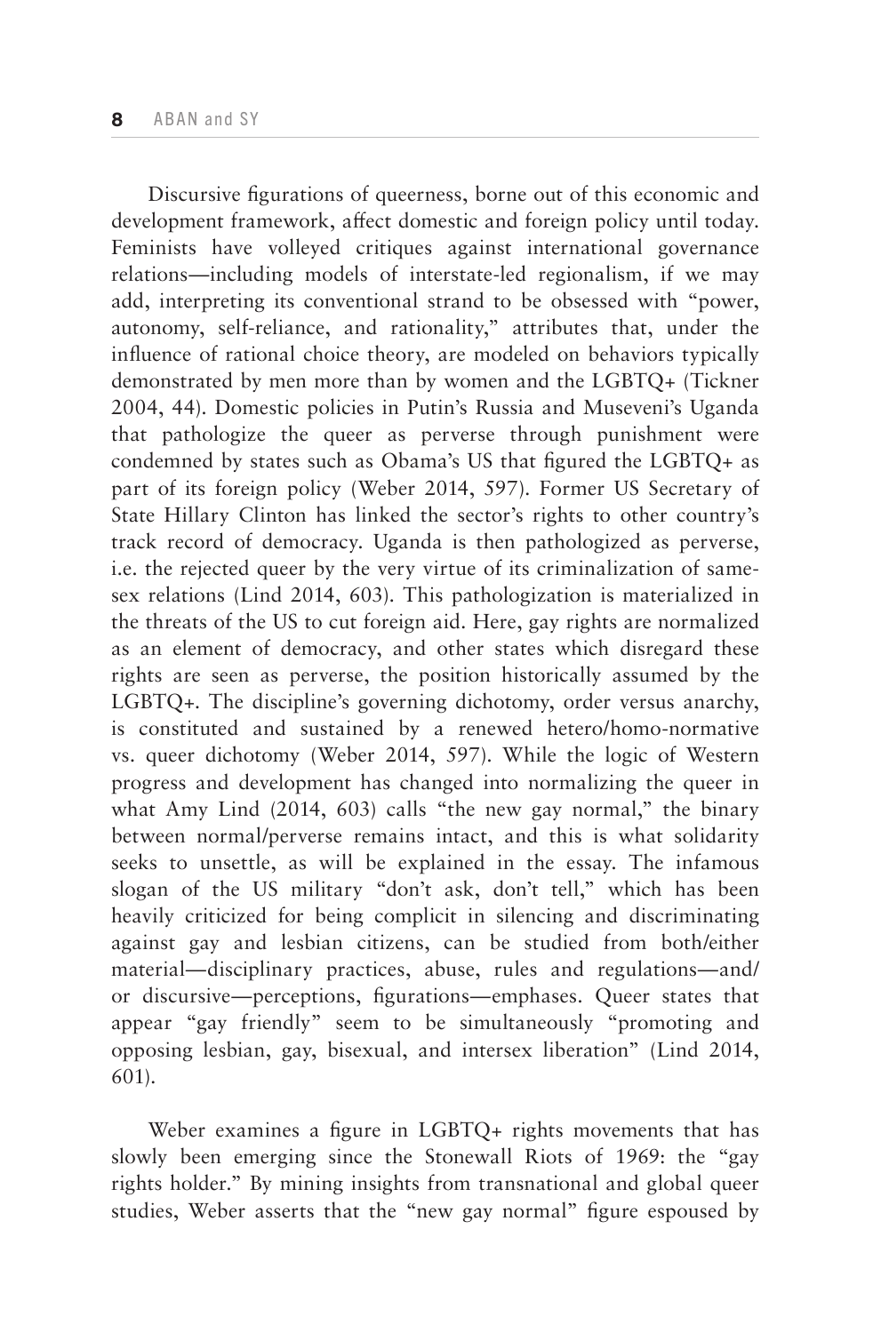Discursive figurations of queerness, borne out of this economic and development framework, affect domestic and foreign policy until today. Feminists have volleyed critiques against international governance relations—including models of interstate-led regionalism, if we may add, interpreting its conventional strand to be obsessed with "power, autonomy, self-reliance, and rationality," attributes that, under the influence of rational choice theory, are modeled on behaviors typically demonstrated by men more than by women and the LGBTQ+ (Tickner 2004, 44). Domestic policies in Putin's Russia and Museveni's Uganda that pathologize the queer as perverse through punishment were condemned by states such as Obama's US that figured the LGBTQ+ as part of its foreign policy (Weber 2014, 597). Former US Secretary of State Hillary Clinton has linked the sector's rights to other country's track record of democracy. Uganda is then pathologized as perverse, i.e. the rejected queer by the very virtue of its criminalization of same-sex relations (Lind 2014, 603). This pathologization is materialized in the threats of the US to cut foreign aid. Here, gay rights are normalized as an element of democracy, and other states which disregard these rights are seen as perverse, the position historically assumed by the LGBTQ+. The discipline's governing dichotomy, order versus anarchy, is constituted and sustained by a renewed hetero/homo-normative vs. queer dichotomy (Weber 2014, 597). While the logic of Western progress and development has changed into normalizing the queer in what Amy Lind (2014, 603) calls "the new gay normal," the binary between normal/perverse remains intact, and this is what solidarity seeks to unsettle, as will be explained in the essay. The infamous slogan of the US military "don't ask, don't tell," which has been heavily criticized for being complicit in silencing and discriminating against gay and lesbian citizens, can be studied from both/either material—disciplinary practices, abuse, rules and regulations—and/or discursive—perceptions, figurations—emphases. Queer states that appear "gay friendly" seem to be simultaneously "promoting and opposing lesbian, gay, bisexual, and intersex liberation" (Lind 2014, 601).

Weber examines a figure in LGBTQ+ rights movements that has slowly been emerging since the Stonewall Riots of 1969: the "gay rights holder." By mining insights from transnational and global queer studies, Weber asserts that the "new gay normal" figure espoused by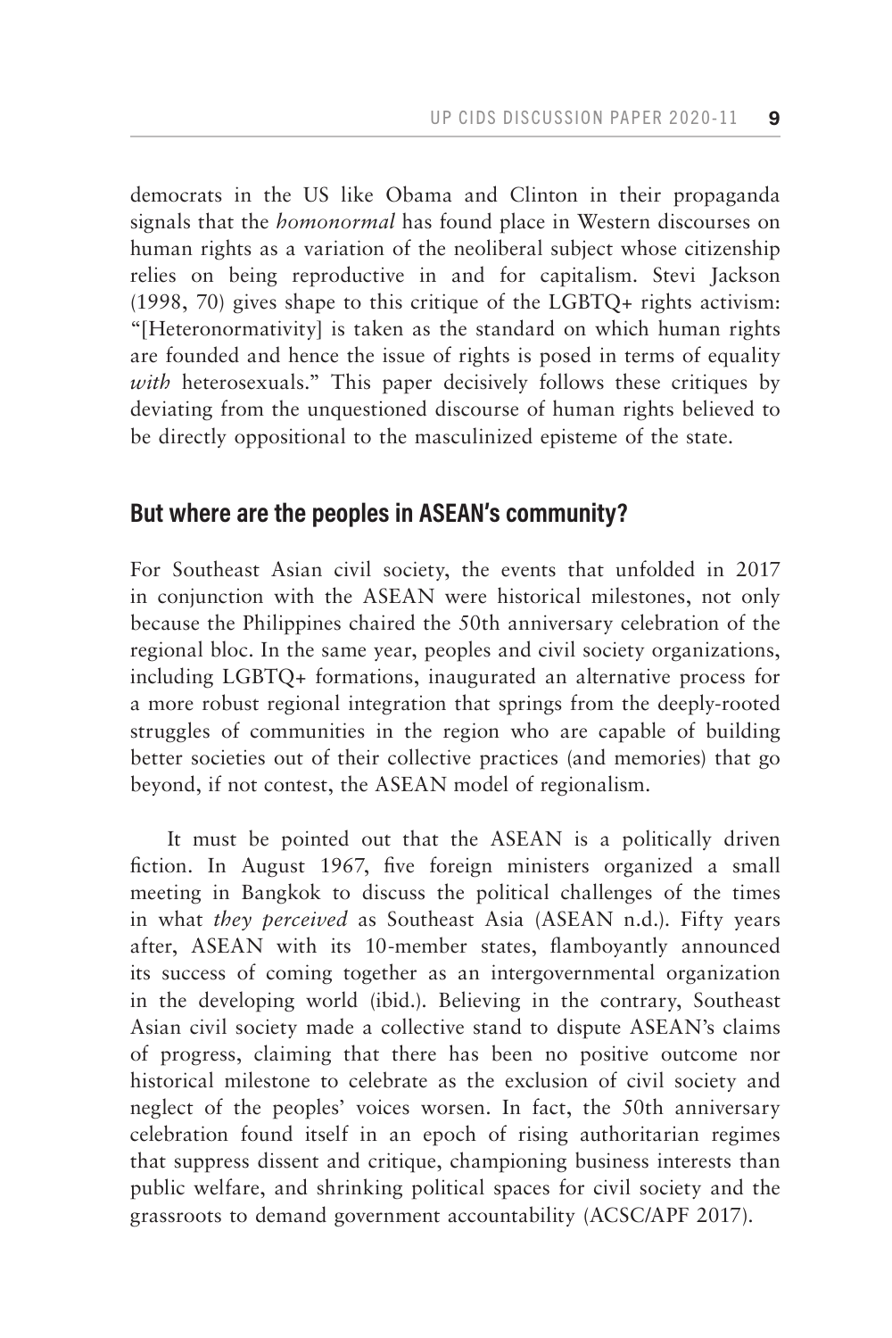democrats in the US like Obama and Clinton in their propaganda signals that the *homonormal* has found place in Western discourses on human rights as a variation of the neoliberal subject whose citizenship relies on being reproductive in and for capitalism. Stevi Jackson (1998, 70) gives shape to this critique of the LGBTQ+ rights activism: "[Heteronormativity] is taken as the standard on which human rights are founded and hence the issue of rights is posed in terms of equality *with* heterosexuals." This paper decisively follows these critiques by deviating from the unquestioned discourse of human rights believed to be directly oppositional to the masculinized episteme of the state.

## But where are the peoples in ASEAN's community?

For Southeast Asian civil society, the events that unfolded in 2017 in conjunction with the ASEAN were historical milestones, not only because the Philippines chaired the 50th anniversary celebration of the regional bloc. In the same year, peoples and civil society organizations, including LGBTQ+ formations, inaugurated an alternative process for a more robust regional integration that springs from the deeply-rooted struggles of communities in the region who are capable of building better societies out of their collective practices (and memories) that go beyond, if not contest, the ASEAN model of regionalism.

It must be pointed out that the ASEAN is a politically driven fiction. In August 1967, five foreign ministers organized a small meeting in Bangkok to discuss the political challenges of the times in what *they perceived* as Southeast Asia (ASEAN n.d.). Fifty years after, ASEAN with its 10-member states, flamboyantly announced its success of coming together as an intergovernmental organization in the developing world (ibid.). Believing in the contrary, Southeast Asian civil society made a collective stand to dispute ASEAN's claims of progress, claiming that there has been no positive outcome nor historical milestone to celebrate as the exclusion of civil society and neglect of the peoples' voices worsen. In fact, the 50th anniversary celebration found itself in an epoch of rising authoritarian regimes that suppress dissent and critique, championing business interests than public welfare, and shrinking political spaces for civil society and the grassroots to demand government accountability (ACSC/APF 2017).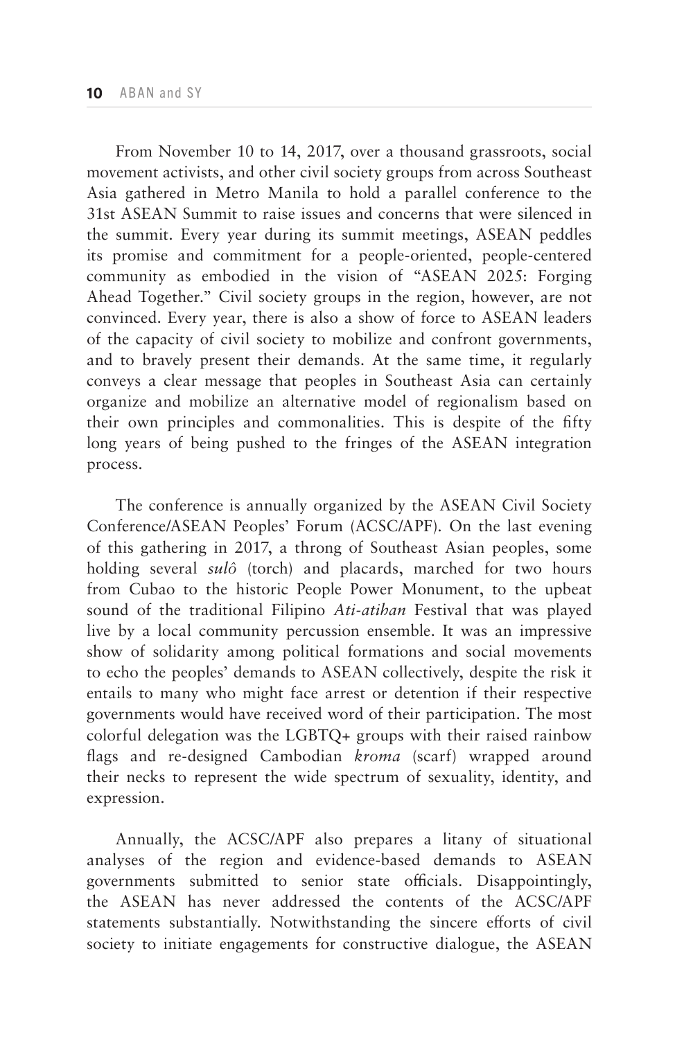From November 10 to 14, 2017, over a thousand grassroots, social movement activists, and other civil society groups from across Southeast Asia gathered in Metro Manila to hold a parallel conference to the 31st ASEAN Summit to raise issues and concerns that were silenced in the summit. Every year during its summit meetings, ASEAN peddles its promise and commitment for a people-oriented, people-centered community as embodied in the vision of "ASEAN 2025: Forging Ahead Together." Civil society groups in the region, however, are not convinced. Every year, there is also a show of force to ASEAN leaders of the capacity of civil society to mobilize and confront governments, and to bravely present their demands. At the same time, it regularly conveys a clear message that peoples in Southeast Asia can certainly organize and mobilize an alternative model of regionalism based on their own principles and commonalities. This is despite of the fifty long years of being pushed to the fringes of the ASEAN integration process.

The conference is annually organized by the ASEAN Civil Society Conference/ASEAN Peoples' Forum (ACSC/APF). On the last evening of this gathering in 2017, a throng of Southeast Asian peoples, some holding several *sulô* (torch) and placards, marched for two hours from Cubao to the historic People Power Monument, to the upbeat sound of the traditional Filipino *Ati-atihan* Festival that was played live by a local community percussion ensemble. It was an impressive show of solidarity among political formations and social movements to echo the peoples' demands to ASEAN collectively, despite the risk it entails to many who might face arrest or detention if their respective governments would have received word of their participation. The most colorful delegation was the LGBTQ+ groups with their raised rainbow flags and re-designed Cambodian *kroma* (scarf) wrapped around their necks to represent the wide spectrum of sexuality, identity, and expression.

Annually, the ACSC/APF also prepares a litany of situational analyses of the region and evidence-based demands to ASEAN governments submitted to senior state officials. Disappointingly, the ASEAN has never addressed the contents of the ACSC/APF statements substantially. Notwithstanding the sincere efforts of civil society to initiate engagements for constructive dialogue, the ASEAN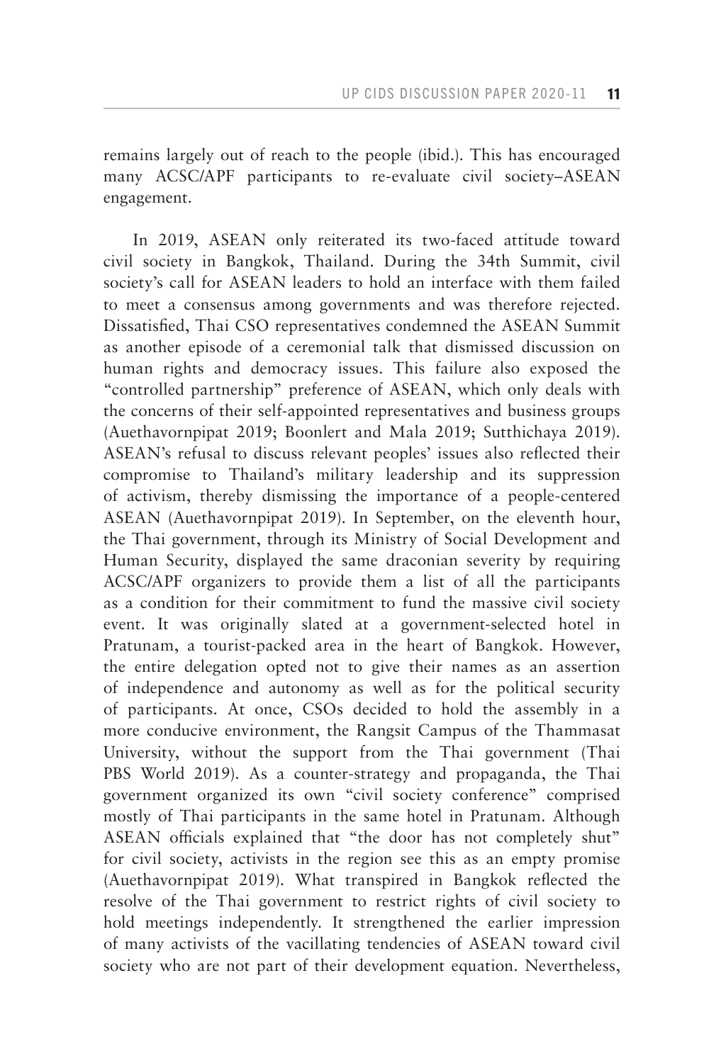remains largely out of reach to the people (ibid.). This has encouraged many ACSC/APF participants to re-evaluate civil society–ASEAN engagement.

In 2019, ASEAN only reiterated its two-faced attitude toward civil society in Bangkok, Thailand. During the 34th Summit, civil society's call for ASEAN leaders to hold an interface with them failed to meet a consensus among governments and was therefore rejected. Dissatisfied, Thai CSO representatives condemned the ASEAN Summit as another episode of a ceremonial talk that dismissed discussion on human rights and democracy issues. This failure also exposed the "controlled partnership" preference of ASEAN, which only deals with the concerns of their self-appointed representatives and business groups (Auethavornpipat 2019; Boonlert and Mala 2019; Sutthichaya 2019). ASEAN's refusal to discuss relevant peoples' issues also reflected their compromise to Thailand's military leadership and its suppression of activism, thereby dismissing the importance of a people-centered ASEAN (Auethavornpipat 2019). In September, on the eleventh hour, the Thai government, through its Ministry of Social Development and Human Security, displayed the same draconian severity by requiring ACSC/APF organizers to provide them a list of all the participants as a condition for their commitment to fund the massive civil society event. It was originally slated at a government-selected hotel in Pratunam, a tourist-packed area in the heart of Bangkok. However, the entire delegation opted not to give their names as an assertion of independence and autonomy as well as for the political security of participants. At once, CSOs decided to hold the assembly in a more conducive environment, the Rangsit Campus of the Thammasat University, without the support from the Thai government (Thai PBS World 2019). As a counter-strategy and propaganda, the Thai government organized its own "civil society conference" comprised mostly of Thai participants in the same hotel in Pratunam. Although ASEAN officials explained that "the door has not completely shut" for civil society, activists in the region see this as an empty promise (Auethavornpipat 2019). What transpired in Bangkok reflected the resolve of the Thai government to restrict rights of civil society to hold meetings independently. It strengthened the earlier impression of many activists of the vacillating tendencies of ASEAN toward civil society who are not part of their development equation. Nevertheless,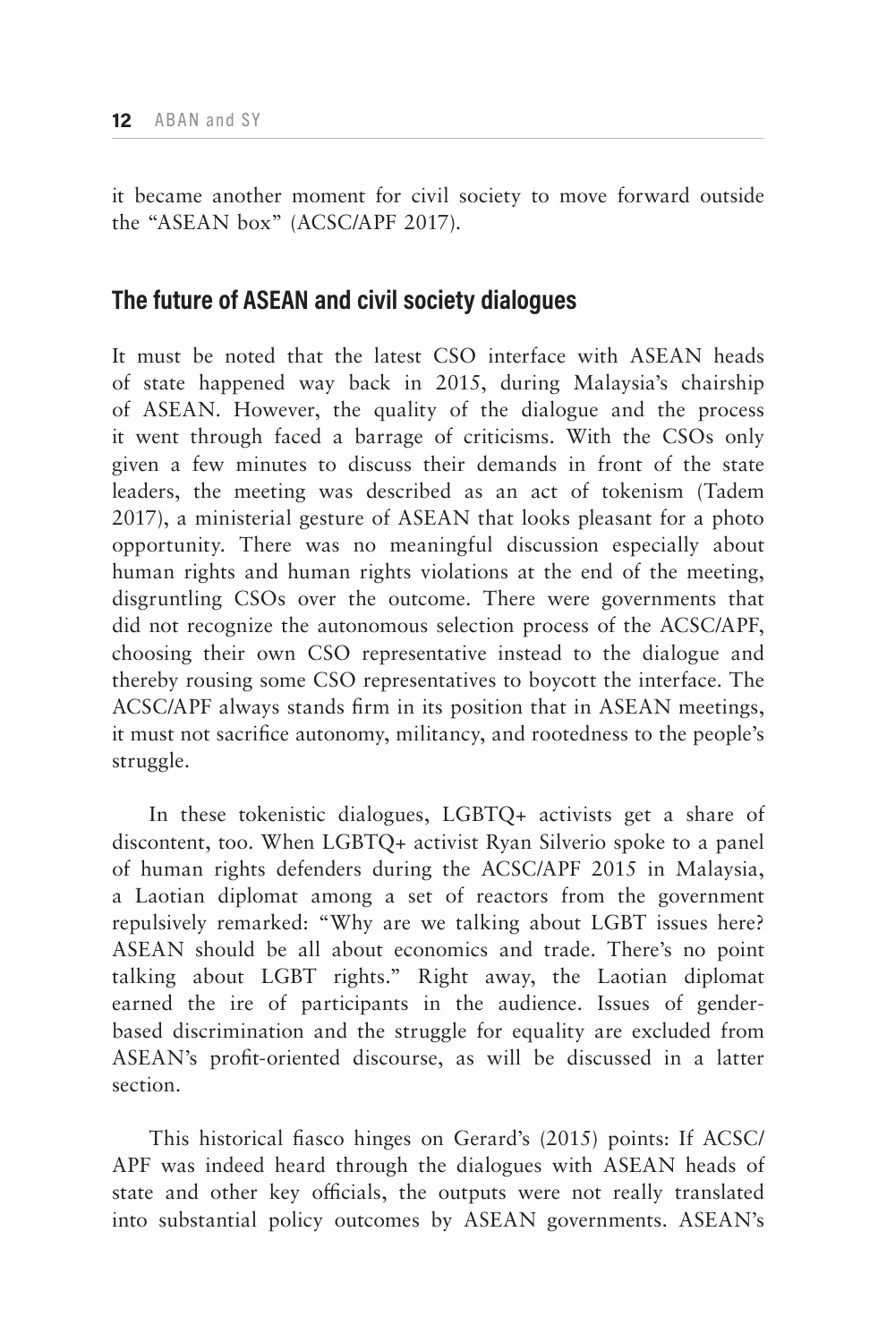it became another moment for civil society to move forward outside the "ASEAN box" (ACSC/APF 2017).

## The future of ASEAN and civil society dialogues

It must be noted that the latest CSO interface with ASEAN heads of state happened way back in 2015, during Malaysia's chairship of ASEAN. However, the quality of the dialogue and the process it went through faced a barrage of criticisms. With the CSOs only given a few minutes to discuss their demands in front of the state leaders, the meeting was described as an act of tokenism (Tadem 2017), a ministerial gesture of ASEAN that looks pleasant for a photo opportunity. There was no meaningful discussion especially about human rights and human rights violations at the end of the meeting, disgruntling CSOs over the outcome. There were governments that did not recognize the autonomous selection process of the ACSC/APF, choosing their own CSO representative instead to the dialogue and thereby rousing some CSO representatives to boycott the interface. The ACSC/APF always stands firm in its position that in ASEAN meetings, it must not sacrifice autonomy, militancy, and rootedness to the people's struggle.

In these tokenistic dialogues, LGBTQ+ activists get a share of discontent, too. When LGBTQ+ activist Ryan Silverio spoke to a panel of human rights defenders during the ACSC/APF 2015 in Malaysia, a Laotian diplomat among a set of reactors from the government repulsively remarked: "Why are we talking about LGBT issues here? ASEAN should be all about economics and trade. There's no point talking about LGBT rights." Right away, the Laotian diplomat earned the ire of participants in the audience. Issues of gender-based discrimination and the struggle for equality are excluded from ASEAN's profit-oriented discourse, as will be discussed in a latter section.

This historical fiasco hinges on Gerard's (2015) points: If ACSC/APF was indeed heard through the dialogues with ASEAN heads of state and other key officials, the outputs were not really translated into substantial policy outcomes by ASEAN governments. ASEAN's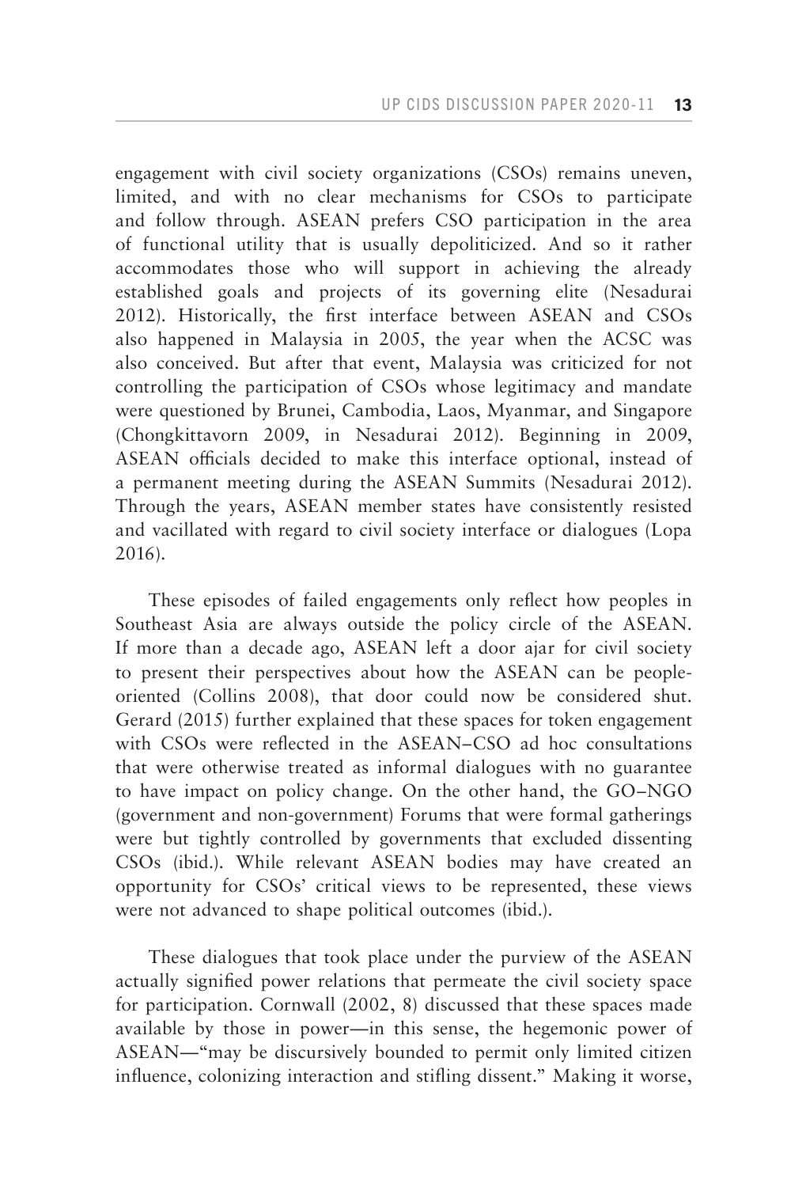engagement with civil society organizations (CSOs) remains uneven, limited, and with no clear mechanisms for CSOs to participate and follow through. ASEAN prefers CSO participation in the area of functional utility that is usually depoliticized. And so it rather accommodates those who will support in achieving the already established goals and projects of its governing elite (Nesadurai 2012). Historically, the first interface between ASEAN and CSOs also happened in Malaysia in 2005, the year when the ACSC was also conceived. But after that event, Malaysia was criticized for not controlling the participation of CSOs whose legitimacy and mandate were questioned by Brunei, Cambodia, Laos, Myanmar, and Singapore (Chongkittavorn 2009, in Nesadurai 2012). Beginning in 2009, ASEAN officials decided to make this interface optional, instead of a permanent meeting during the ASEAN Summits (Nesadurai 2012). Through the years, ASEAN member states have consistently resisted and vacillated with regard to civil society interface or dialogues (Lopa 2016).

These episodes of failed engagements only reflect how peoples in Southeast Asia are always outside the policy circle of the ASEAN. If more than a decade ago, ASEAN left a door ajar for civil society to present their perspectives about how the ASEAN can be people-oriented (Collins 2008), that door could now be considered shut. Gerard (2015) further explained that these spaces for token engagement with CSOs were reflected in the ASEAN–CSO ad hoc consultations that were otherwise treated as informal dialogues with no guarantee to have impact on policy change. On the other hand, the GO–NGO (government and non-government) Forums that were formal gatherings were but tightly controlled by governments that excluded dissenting CSOs (ibid.). While relevant ASEAN bodies may have created an opportunity for CSOs' critical views to be represented, these views were not advanced to shape political outcomes (ibid.).

These dialogues that took place under the purview of the ASEAN actually signified power relations that permeate the civil society space for participation. Cornwall (2002, 8) discussed that these spaces made available by those in power—in this sense, the hegemonic power of ASEAN—"may be discursively bounded to permit only limited citizen influence, colonizing interaction and stifling dissent." Making it worse,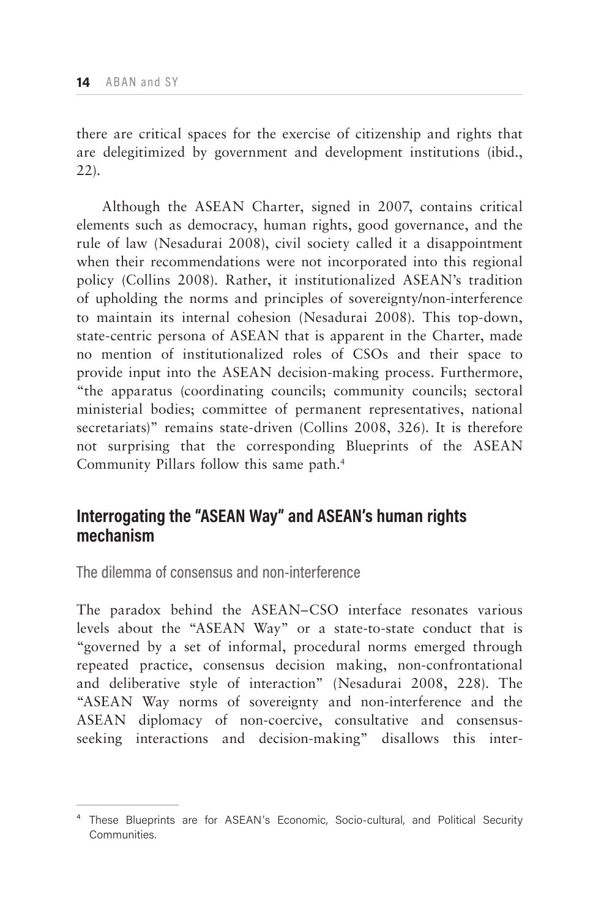there are critical spaces for the exercise of citizenship and rights that are delegitimized by government and development institutions (ibid., 22).

Although the ASEAN Charter, signed in 2007, contains critical elements such as democracy, human rights, good governance, and the rule of law (Nesadurai 2008), civil society called it a disappointment when their recommendations were not incorporated into this regional policy (Collins 2008). Rather, it institutionalized ASEAN's tradition of upholding the norms and principles of sovereignty/non-interference to maintain its internal cohesion (Nesadurai 2008). This top-down, state-centric persona of ASEAN that is apparent in the Charter, made no mention of institutionalized roles of CSOs and their space to provide input into the ASEAN decision-making process. Furthermore, "the apparatus (coordinating councils; community councils; sectoral ministerial bodies; committee of permanent representatives, national secretariats)" remains state-driven (Collins 2008, 326). It is therefore not surprising that the corresponding Blueprints of the ASEAN Community Pillars follow this same path.[4]

## Interrogating the "ASEAN Way" and ASEAN's human rights mechanism

### The dilemma of consensus and non-interference

The paradox behind the ASEAN–CSO interface resonates various levels about the "ASEAN Way" or a state-to-state conduct that is "governed by a set of informal, procedural norms emerged through repeated practice, consensus decision making, non-confrontational and deliberative style of interaction" (Nesadurai 2008, 228). The "ASEAN Way norms of sovereignty and non-interference and the ASEAN diplomacy of non-coercive, consultative and consensus-seeking interactions and decision-making" disallows this inter-

---

[4] These Blueprints are for ASEAN's Economic, Socio-cultural, and Political Security Communities.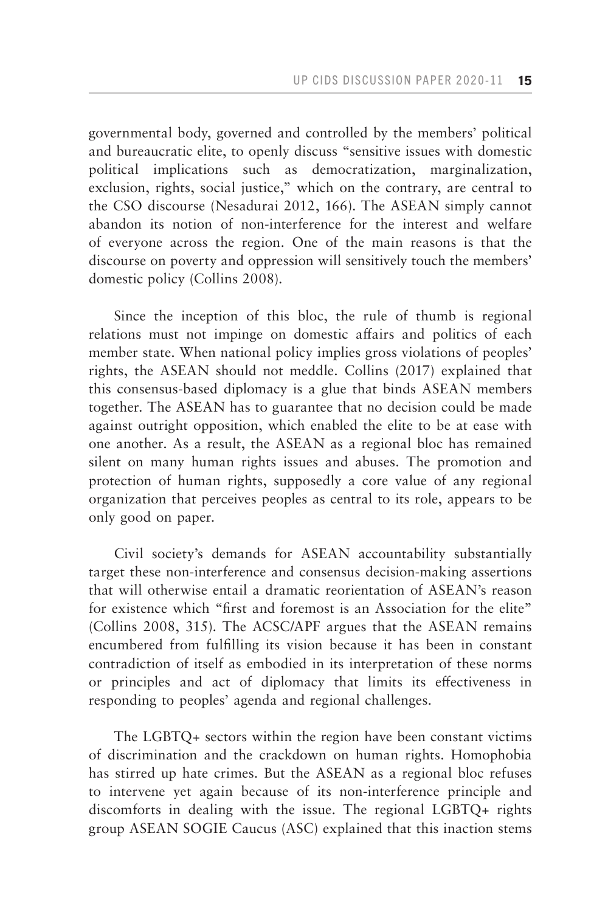governmental body, governed and controlled by the members' political and bureaucratic elite, to openly discuss "sensitive issues with domestic political implications such as democratization, marginalization, exclusion, rights, social justice," which on the contrary, are central to the CSO discourse (Nesadurai 2012, 166). The ASEAN simply cannot abandon its notion of non-interference for the interest and welfare of everyone across the region. One of the main reasons is that the discourse on poverty and oppression will sensitively touch the members' domestic policy (Collins 2008).

Since the inception of this bloc, the rule of thumb is regional relations must not impinge on domestic affairs and politics of each member state. When national policy implies gross violations of peoples' rights, the ASEAN should not meddle. Collins (2017) explained that this consensus-based diplomacy is a glue that binds ASEAN members together. The ASEAN has to guarantee that no decision could be made against outright opposition, which enabled the elite to be at ease with one another. As a result, the ASEAN as a regional bloc has remained silent on many human rights issues and abuses. The promotion and protection of human rights, supposedly a core value of any regional organization that perceives peoples as central to its role, appears to be only good on paper.

Civil society's demands for ASEAN accountability substantially target these non-interference and consensus decision-making assertions that will otherwise entail a dramatic reorientation of ASEAN's reason for existence which "first and foremost is an Association for the elite" (Collins 2008, 315). The ACSC/APF argues that the ASEAN remains encumbered from fulfilling its vision because it has been in constant contradiction of itself as embodied in its interpretation of these norms or principles and act of diplomacy that limits its effectiveness in responding to peoples' agenda and regional challenges.

The LGBTQ+ sectors within the region have been constant victims of discrimination and the crackdown on human rights. Homophobia has stirred up hate crimes. But the ASEAN as a regional bloc refuses to intervene yet again because of its non-interference principle and discomforts in dealing with the issue. The regional LGBTQ+ rights group ASEAN SOGIE Caucus (ASC) explained that this inaction stems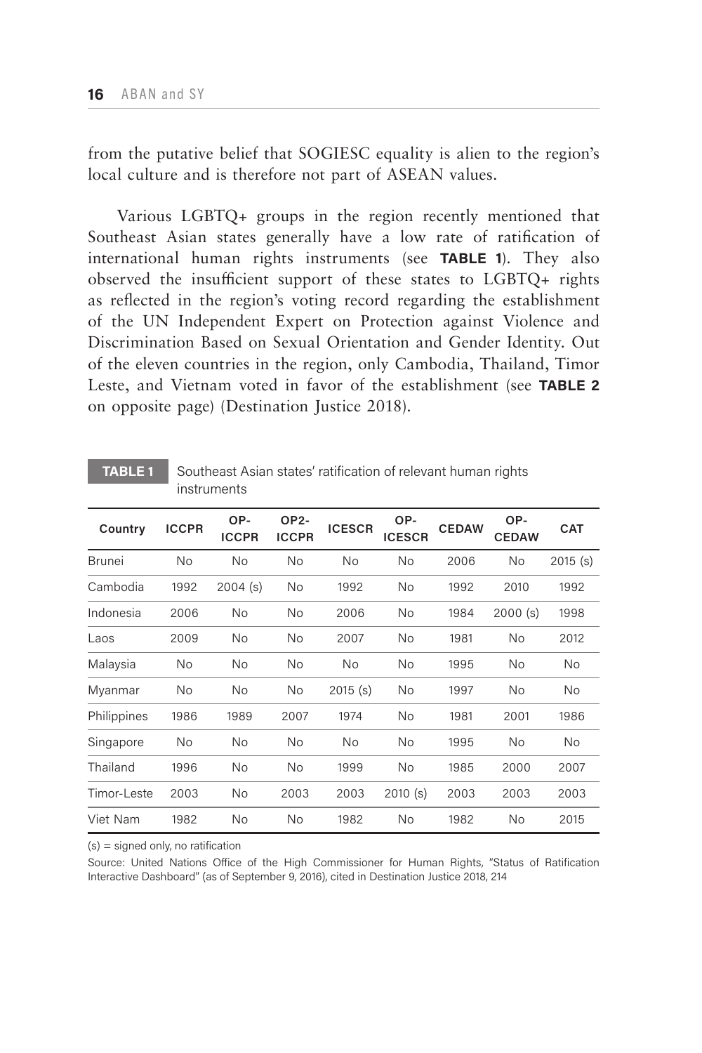from the putative belief that SOGIESC equality is alien to the region's local culture and is therefore not part of ASEAN values.

Various LGBTQ+ groups in the region recently mentioned that Southeast Asian states generally have a low rate of ratification of international human rights instruments (see **TABLE 1**). They also observed the insufficient support of these states to LGBTQ+ rights as reflected in the region's voting record regarding the establishment of the UN Independent Expert on Protection against Violence and Discrimination Based on Sexual Orientation and Gender Identity. Out of the eleven countries in the region, only Cambodia, Thailand, Timor Leste, and Vietnam voted in favor of the establishment (see **TABLE 2** on opposite page) (Destination Justice 2018).

**TABLE 1** Southeast Asian states' ratification of relevant human rights instruments

| Country | ICCPR | OP-ICCPR | OP2-ICCPR | ICESCR | OP-ICESCR | CEDAW | OP-CEDAW | CAT |
|---|---|---|---|---|---|---|---|---|
| Brunei | No | No | No | No | No | 2006 | No | 2015 (s) |
| Cambodia | 1992 | 2004 (s) | No | 1992 | No | 1992 | 2010 | 1992 |
| Indonesia | 2006 | No | No | 2006 | No | 1984 | 2000 (s) | 1998 |
| Laos | 2009 | No | No | 2007 | No | 1981 | No | 2012 |
| Malaysia | No | No | No | No | No | 1995 | No | No |
| Myanmar | No | No | No | 2015 (s) | No | 1997 | No | No |
| Philippines | 1986 | 1989 | 2007 | 1974 | No | 1981 | 2001 | 1986 |
| Singapore | No | No | No | No | No | 1995 | No | No |
| Thailand | 1996 | No | No | 1999 | No | 1985 | 2000 | 2007 |
| Timor-Leste | 2003 | No | 2003 | 2003 | 2010 (s) | 2003 | 2003 | 2003 |
| Viet Nam | 1982 | No | No | 1982 | No | 1982 | No | 2015 |

(s) = signed only, no ratification

Source: United Nations Office of the High Commissioner for Human Rights, "Status of Ratification Interactive Dashboard" (as of September 9, 2016), cited in Destination Justice 2018, 214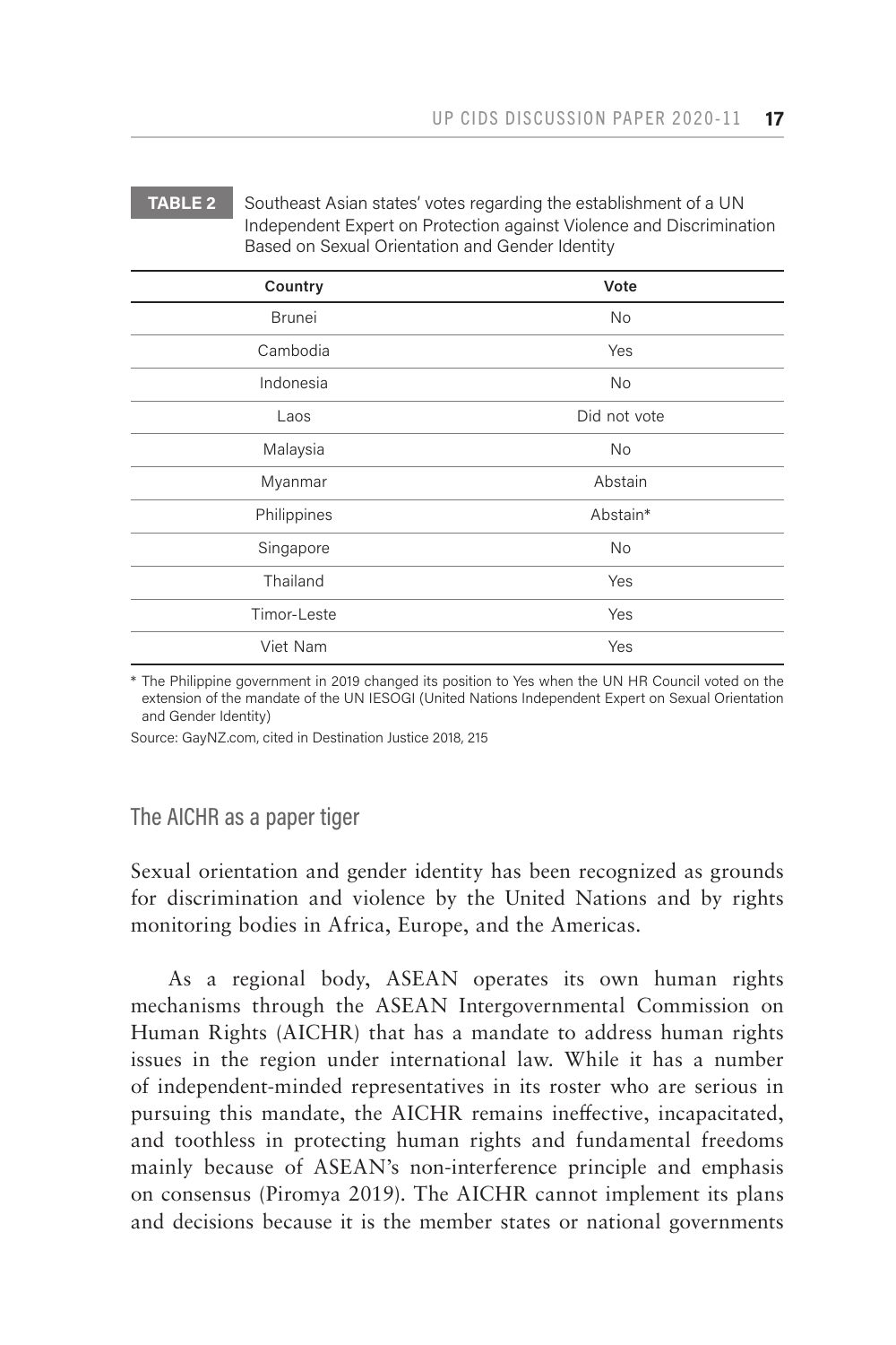**TABLE 2** Southeast Asian states' votes regarding the establishment of a UN Independent Expert on Protection against Violence and Discrimination Based on Sexual Orientation and Gender Identity

| Country | Vote |
|---|---|
| Brunei | No |
| Cambodia | Yes |
| Indonesia | No |
| Laos | Did not vote |
| Malaysia | No |
| Myanmar | Abstain |
| Philippines | Abstain* |
| Singapore | No |
| Thailand | Yes |
| Timor-Leste | Yes |
| Viet Nam | Yes |

\* The Philippine government in 2019 changed its position to Yes when the UN HR Council voted on the extension of the mandate of the UN IESOGI (United Nations Independent Expert on Sexual Orientation and Gender Identity)

Source: GayNZ.com, cited in Destination Justice 2018, 215

## The AICHR as a paper tiger

Sexual orientation and gender identity has been recognized as grounds for discrimination and violence by the United Nations and by rights monitoring bodies in Africa, Europe, and the Americas.

As a regional body, ASEAN operates its own human rights mechanisms through the ASEAN Intergovernmental Commission on Human Rights (AICHR) that has a mandate to address human rights issues in the region under international law. While it has a number of independent-minded representatives in its roster who are serious in pursuing this mandate, the AICHR remains ineffective, incapacitated, and toothless in protecting human rights and fundamental freedoms mainly because of ASEAN's non-interference principle and emphasis on consensus (Piromya 2019). The AICHR cannot implement its plans and decisions because it is the member states or national governments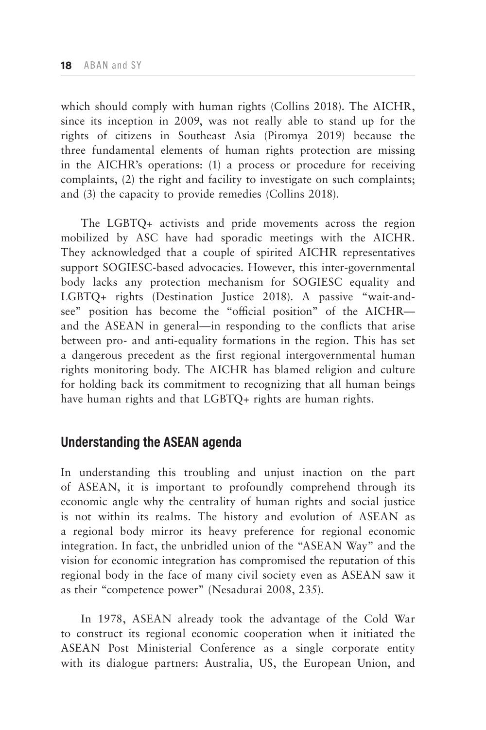which should comply with human rights (Collins 2018). The AICHR, since its inception in 2009, was not really able to stand up for the rights of citizens in Southeast Asia (Piromya 2019) because the three fundamental elements of human rights protection are missing in the AICHR's operations: (1) a process or procedure for receiving complaints, (2) the right and facility to investigate on such complaints; and (3) the capacity to provide remedies (Collins 2018).

The LGBTQ+ activists and pride movements across the region mobilized by ASC have had sporadic meetings with the AICHR. They acknowledged that a couple of spirited AICHR representatives support SOGIESC-based advocacies. However, this inter-governmental body lacks any protection mechanism for SOGIESC equality and LGBTQ+ rights (Destination Justice 2018). A passive "wait-and-see" position has become the "official position" of the AICHR—and the ASEAN in general—in responding to the conflicts that arise between pro- and anti-equality formations in the region. This has set a dangerous precedent as the first regional intergovernmental human rights monitoring body. The AICHR has blamed religion and culture for holding back its commitment to recognizing that all human beings have human rights and that LGBTQ+ rights are human rights.

## Understanding the ASEAN agenda

In understanding this troubling and unjust inaction on the part of ASEAN, it is important to profoundly comprehend through its economic angle why the centrality of human rights and social justice is not within its realms. The history and evolution of ASEAN as a regional body mirror its heavy preference for regional economic integration. In fact, the unbridled union of the "ASEAN Way" and the vision for economic integration has compromised the reputation of this regional body in the face of many civil society even as ASEAN saw it as their "competence power" (Nesadurai 2008, 235).

In 1978, ASEAN already took the advantage of the Cold War to construct its regional economic cooperation when it initiated the ASEAN Post Ministerial Conference as a single corporate entity with its dialogue partners: Australia, US, the European Union, and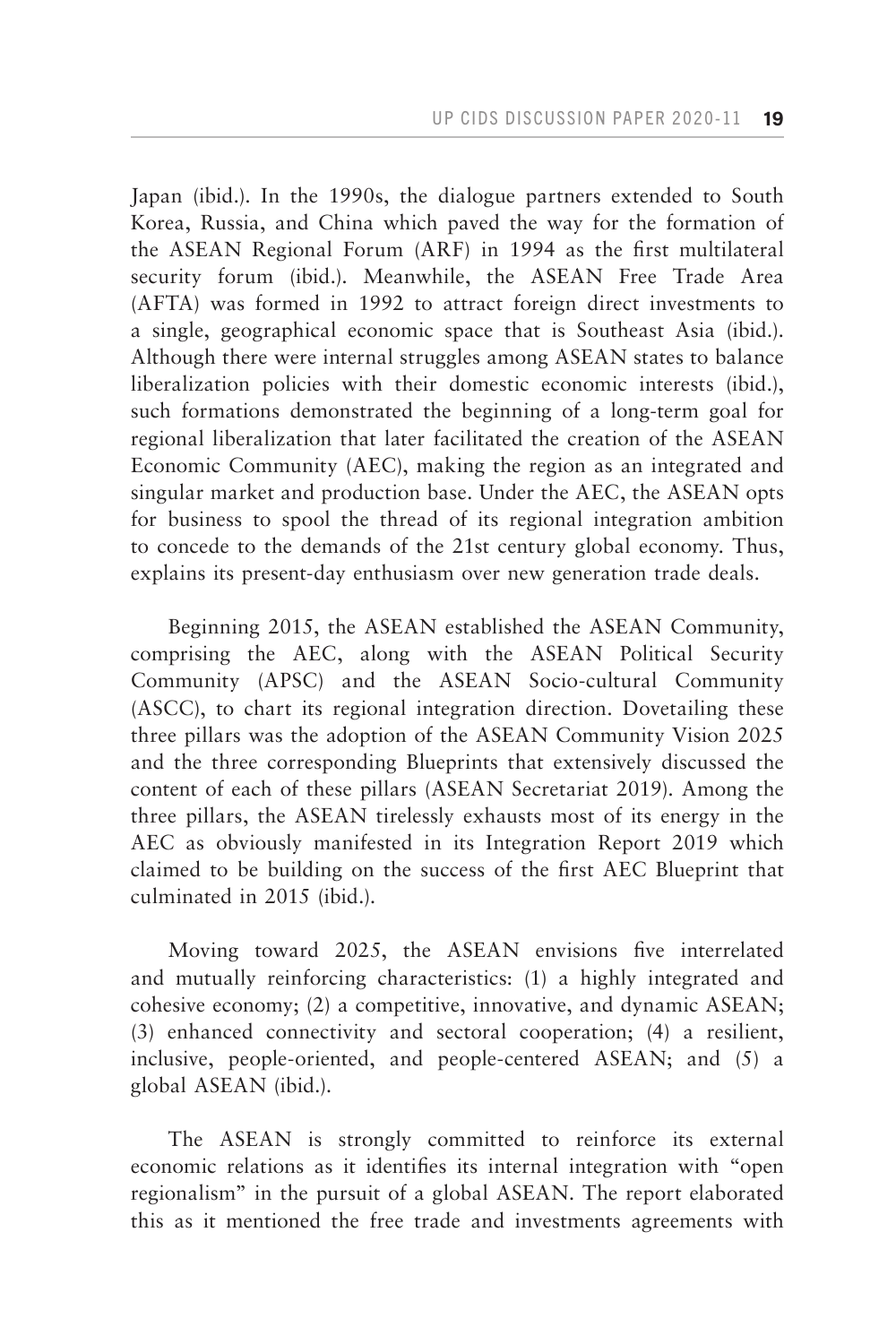Japan (ibid.). In the 1990s, the dialogue partners extended to South Korea, Russia, and China which paved the way for the formation of the ASEAN Regional Forum (ARF) in 1994 as the first multilateral security forum (ibid.). Meanwhile, the ASEAN Free Trade Area (AFTA) was formed in 1992 to attract foreign direct investments to a single, geographical economic space that is Southeast Asia (ibid.). Although there were internal struggles among ASEAN states to balance liberalization policies with their domestic economic interests (ibid.), such formations demonstrated the beginning of a long-term goal for regional liberalization that later facilitated the creation of the ASEAN Economic Community (AEC), making the region as an integrated and singular market and production base. Under the AEC, the ASEAN opts for business to spool the thread of its regional integration ambition to concede to the demands of the 21st century global economy. Thus, explains its present-day enthusiasm over new generation trade deals.

Beginning 2015, the ASEAN established the ASEAN Community, comprising the AEC, along with the ASEAN Political Security Community (APSC) and the ASEAN Socio-cultural Community (ASCC), to chart its regional integration direction. Dovetailing these three pillars was the adoption of the ASEAN Community Vision 2025 and the three corresponding Blueprints that extensively discussed the content of each of these pillars (ASEAN Secretariat 2019). Among the three pillars, the ASEAN tirelessly exhausts most of its energy in the AEC as obviously manifested in its Integration Report 2019 which claimed to be building on the success of the first AEC Blueprint that culminated in 2015 (ibid.).

Moving toward 2025, the ASEAN envisions five interrelated and mutually reinforcing characteristics: (1) a highly integrated and cohesive economy; (2) a competitive, innovative, and dynamic ASEAN; (3) enhanced connectivity and sectoral cooperation; (4) a resilient, inclusive, people-oriented, and people-centered ASEAN; and (5) a global ASEAN (ibid.).

The ASEAN is strongly committed to reinforce its external economic relations as it identifies its internal integration with "open regionalism" in the pursuit of a global ASEAN. The report elaborated this as it mentioned the free trade and investments agreements with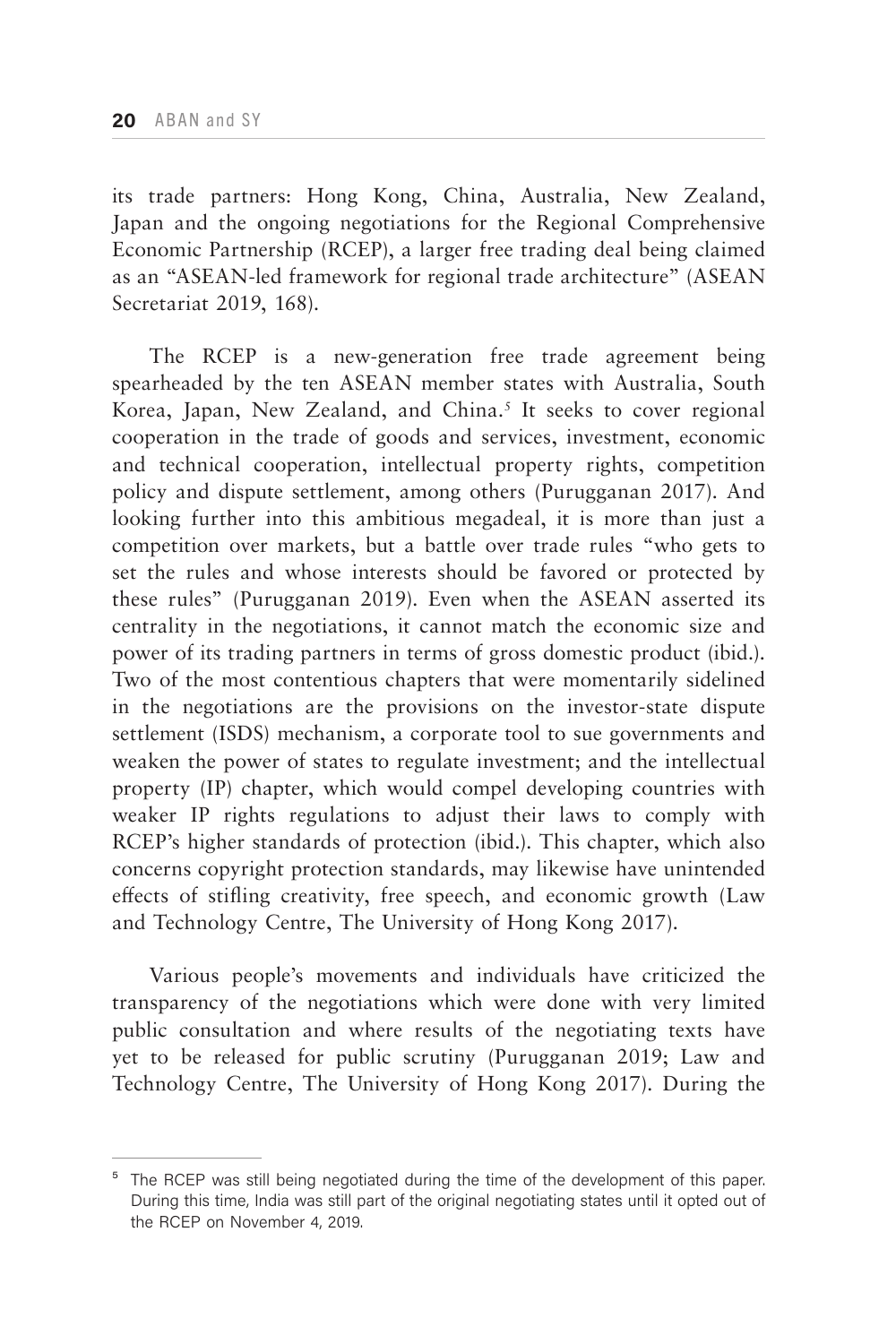its trade partners: Hong Kong, China, Australia, New Zealand, Japan and the ongoing negotiations for the Regional Comprehensive Economic Partnership (RCEP), a larger free trading deal being claimed as an "ASEAN-led framework for regional trade architecture" (ASEAN Secretariat 2019, 168).

The RCEP is a new-generation free trade agreement being spearheaded by the ten ASEAN member states with Australia, South Korea, Japan, New Zealand, and China.[5] It seeks to cover regional cooperation in the trade of goods and services, investment, economic and technical cooperation, intellectual property rights, competition policy and dispute settlement, among others (Purugganan 2017). And looking further into this ambitious megadeal, it is more than just a competition over markets, but a battle over trade rules "who gets to set the rules and whose interests should be favored or protected by these rules" (Purugganan 2019). Even when the ASEAN asserted its centrality in the negotiations, it cannot match the economic size and power of its trading partners in terms of gross domestic product (ibid.). Two of the most contentious chapters that were momentarily sidelined in the negotiations are the provisions on the investor-state dispute settlement (ISDS) mechanism, a corporate tool to sue governments and weaken the power of states to regulate investment; and the intellectual property (IP) chapter, which would compel developing countries with weaker IP rights regulations to adjust their laws to comply with RCEP's higher standards of protection (ibid.). This chapter, which also concerns copyright protection standards, may likewise have unintended effects of stifling creativity, free speech, and economic growth (Law and Technology Centre, The University of Hong Kong 2017).

Various people's movements and individuals have criticized the transparency of the negotiations which were done with very limited public consultation and where results of the negotiating texts have yet to be released for public scrutiny (Purugganan 2019; Law and Technology Centre, The University of Hong Kong 2017). During the

---

[5] The RCEP was still being negotiated during the time of the development of this paper. During this time, India was still part of the original negotiating states until it opted out of the RCEP on November 4, 2019.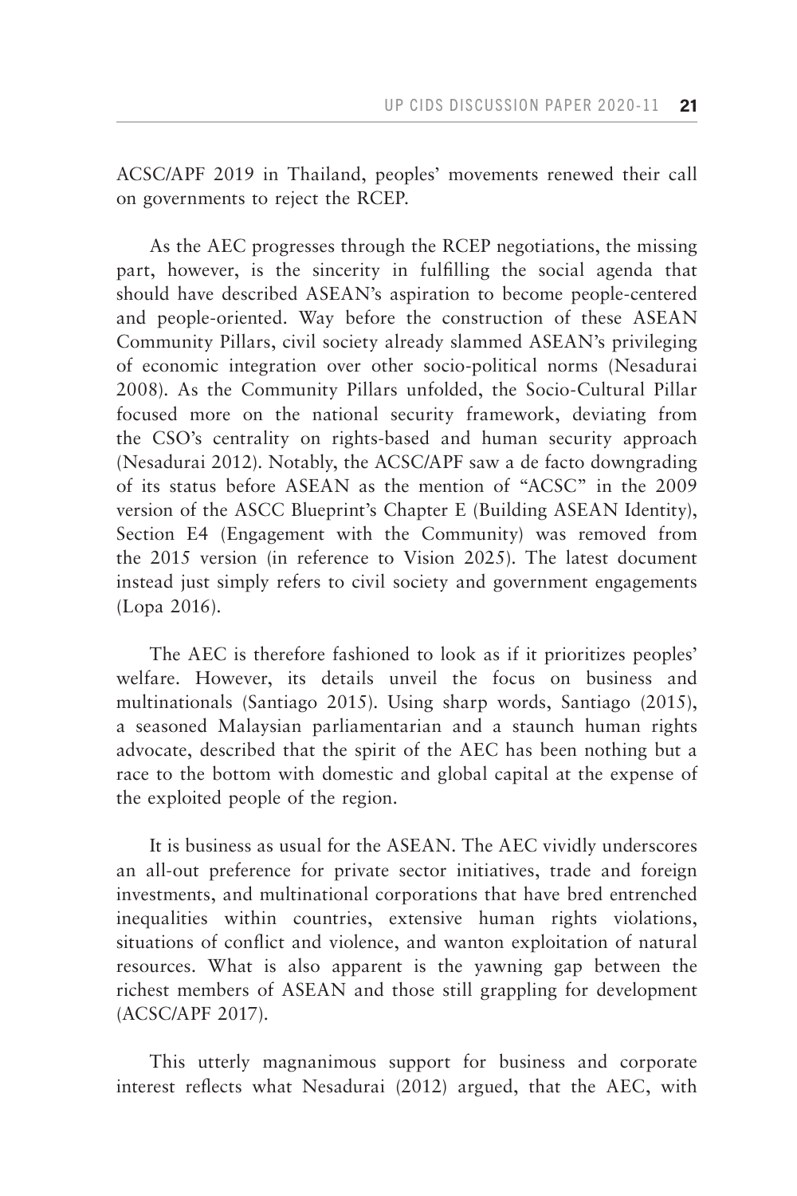ACSC/APF 2019 in Thailand, peoples' movements renewed their call on governments to reject the RCEP.

As the AEC progresses through the RCEP negotiations, the missing part, however, is the sincerity in fulfilling the social agenda that should have described ASEAN's aspiration to become people-centered and people-oriented. Way before the construction of these ASEAN Community Pillars, civil society already slammed ASEAN's privileging of economic integration over other socio-political norms (Nesadurai 2008). As the Community Pillars unfolded, the Socio-Cultural Pillar focused more on the national security framework, deviating from the CSO's centrality on rights-based and human security approach (Nesadurai 2012). Notably, the ACSC/APF saw a de facto downgrading of its status before ASEAN as the mention of "ACSC" in the 2009 version of the ASCC Blueprint's Chapter E (Building ASEAN Identity), Section E4 (Engagement with the Community) was removed from the 2015 version (in reference to Vision 2025). The latest document instead just simply refers to civil society and government engagements (Lopa 2016).

The AEC is therefore fashioned to look as if it prioritizes peoples' welfare. However, its details unveil the focus on business and multinationals (Santiago 2015). Using sharp words, Santiago (2015), a seasoned Malaysian parliamentarian and a staunch human rights advocate, described that the spirit of the AEC has been nothing but a race to the bottom with domestic and global capital at the expense of the exploited people of the region.

It is business as usual for the ASEAN. The AEC vividly underscores an all-out preference for private sector initiatives, trade and foreign investments, and multinational corporations that have bred entrenched inequalities within countries, extensive human rights violations, situations of conflict and violence, and wanton exploitation of natural resources. What is also apparent is the yawning gap between the richest members of ASEAN and those still grappling for development (ACSC/APF 2017).

This utterly magnanimous support for business and corporate interest reflects what Nesadurai (2012) argued, that the AEC, with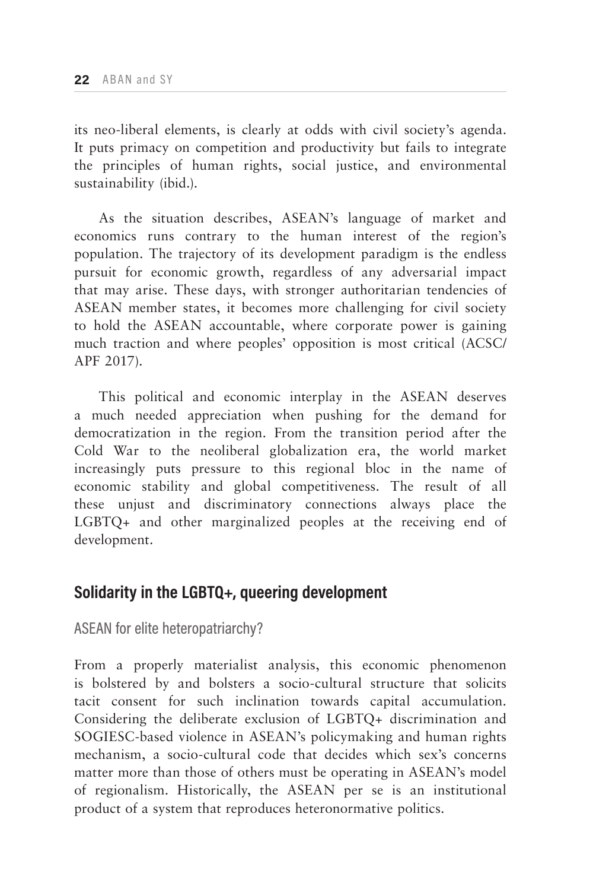its neo-liberal elements, is clearly at odds with civil society's agenda. It puts primacy on competition and productivity but fails to integrate the principles of human rights, social justice, and environmental sustainability (ibid.).

As the situation describes, ASEAN's language of market and economics runs contrary to the human interest of the region's population. The trajectory of its development paradigm is the endless pursuit for economic growth, regardless of any adversarial impact that may arise. These days, with stronger authoritarian tendencies of ASEAN member states, it becomes more challenging for civil society to hold the ASEAN accountable, where corporate power is gaining much traction and where peoples' opposition is most critical (ACSC/APF 2017).

This political and economic interplay in the ASEAN deserves a much needed appreciation when pushing for the demand for democratization in the region. From the transition period after the Cold War to the neoliberal globalization era, the world market increasingly puts pressure to this regional bloc in the name of economic stability and global competitiveness. The result of all these unjust and discriminatory connections always place the LGBTQ+ and other marginalized peoples at the receiving end of development.

## Solidarity in the LGBTQ+, queering development

### ASEAN for elite heteropatriarchy?

From a properly materialist analysis, this economic phenomenon is bolstered by and bolsters a socio-cultural structure that solicits tacit consent for such inclination towards capital accumulation. Considering the deliberate exclusion of LGBTQ+ discrimination and SOGIESC-based violence in ASEAN's policymaking and human rights mechanism, a socio-cultural code that decides which sex's concerns matter more than those of others must be operating in ASEAN's model of regionalism. Historically, the ASEAN per se is an institutional product of a system that reproduces heteronormative politics.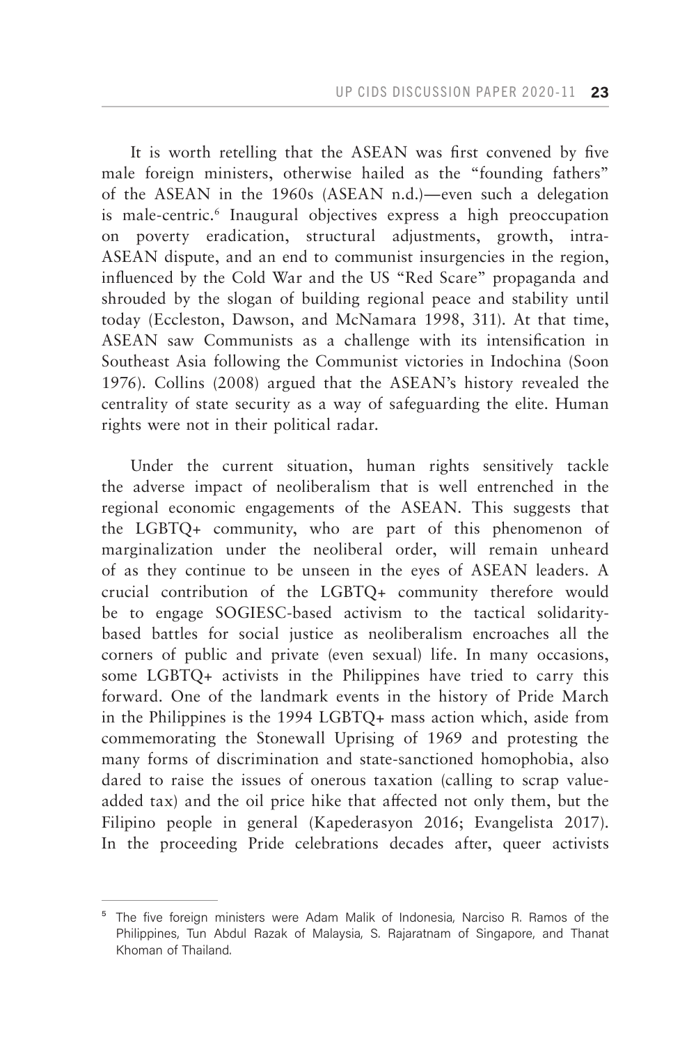It is worth retelling that the ASEAN was first convened by five male foreign ministers, otherwise hailed as the "founding fathers" of the ASEAN in the 1960s (ASEAN n.d.)—even such a delegation is male-centric.[6] Inaugural objectives express a high preoccupation on poverty eradication, structural adjustments, growth, intra-ASEAN dispute, and an end to communist insurgencies in the region, influenced by the Cold War and the US "Red Scare" propaganda and shrouded by the slogan of building regional peace and stability until today (Eccleston, Dawson, and McNamara 1998, 311). At that time, ASEAN saw Communists as a challenge with its intensification in Southeast Asia following the Communist victories in Indochina (Soon 1976). Collins (2008) argued that the ASEAN's history revealed the centrality of state security as a way of safeguarding the elite. Human rights were not in their political radar.

Under the current situation, human rights sensitively tackle the adverse impact of neoliberalism that is well entrenched in the regional economic engagements of the ASEAN. This suggests that the LGBTQ+ community, who are part of this phenomenon of marginalization under the neoliberal order, will remain unheard of as they continue to be unseen in the eyes of ASEAN leaders. A crucial contribution of the LGBTQ+ community therefore would be to engage SOGIESC-based activism to the tactical solidarity-based battles for social justice as neoliberalism encroaches all the corners of public and private (even sexual) life. In many occasions, some LGBTQ+ activists in the Philippines have tried to carry this forward. One of the landmark events in the history of Pride March in the Philippines is the 1994 LGBTQ+ mass action which, aside from commemorating the Stonewall Uprising of 1969 and protesting the many forms of discrimination and state-sanctioned homophobia, also dared to raise the issues of onerous taxation (calling to scrap value-added tax) and the oil price hike that affected not only them, but the Filipino people in general (Kapederasyon 2016; Evangelista 2017). In the proceeding Pride celebrations decades after, queer activists

---

[5] The five foreign ministers were Adam Malik of Indonesia, Narciso R. Ramos of the Philippines, Tun Abdul Razak of Malaysia, S. Rajaratnam of Singapore, and Thanat Khoman of Thailand.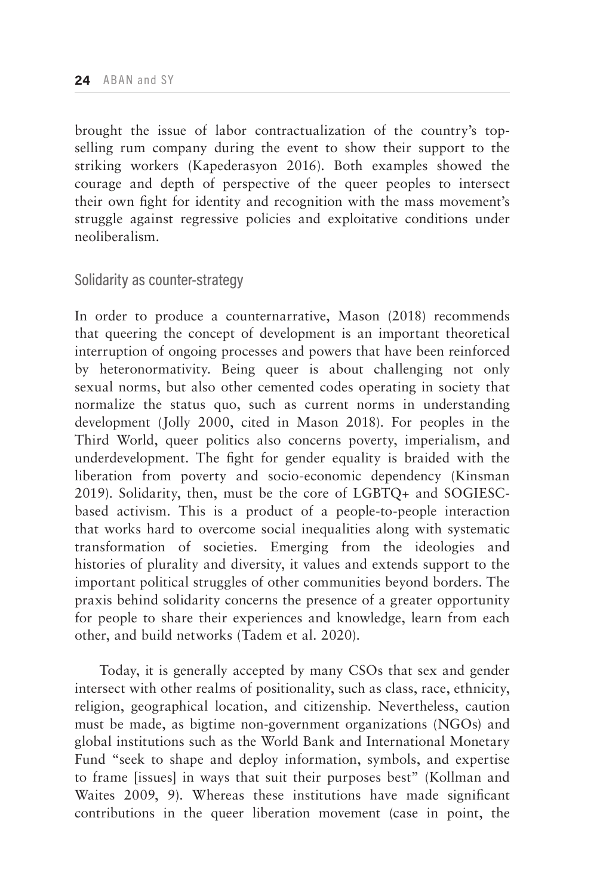brought the issue of labor contractualization of the country's top-selling rum company during the event to show their support to the striking workers (Kapederasyon 2016). Both examples showed the courage and depth of perspective of the queer peoples to intersect their own fight for identity and recognition with the mass movement's struggle against regressive policies and exploitative conditions under neoliberalism.

## Solidarity as counter-strategy

In order to produce a counternarrative, Mason (2018) recommends that queering the concept of development is an important theoretical interruption of ongoing processes and powers that have been reinforced by heteronormativity. Being queer is about challenging not only sexual norms, but also other cemented codes operating in society that normalize the status quo, such as current norms in understanding development (Jolly 2000, cited in Mason 2018). For peoples in the Third World, queer politics also concerns poverty, imperialism, and underdevelopment. The fight for gender equality is braided with the liberation from poverty and socio-economic dependency (Kinsman 2019). Solidarity, then, must be the core of LGBTQ+ and SOGIESC-based activism. This is a product of a people-to-people interaction that works hard to overcome social inequalities along with systematic transformation of societies. Emerging from the ideologies and histories of plurality and diversity, it values and extends support to the important political struggles of other communities beyond borders. The praxis behind solidarity concerns the presence of a greater opportunity for people to share their experiences and knowledge, learn from each other, and build networks (Tadem et al. 2020).

Today, it is generally accepted by many CSOs that sex and gender intersect with other realms of positionality, such as class, race, ethnicity, religion, geographical location, and citizenship. Nevertheless, caution must be made, as bigtime non-government organizations (NGOs) and global institutions such as the World Bank and International Monetary Fund "seek to shape and deploy information, symbols, and expertise to frame [issues] in ways that suit their purposes best" (Kollman and Waites 2009, 9). Whereas these institutions have made significant contributions in the queer liberation movement (case in point, the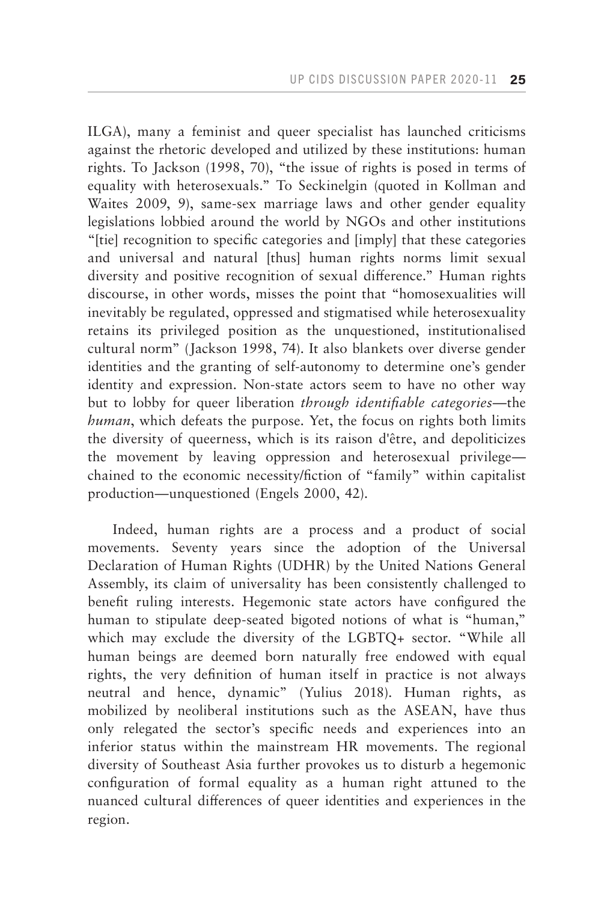ILGA), many a feminist and queer specialist has launched criticisms against the rhetoric developed and utilized by these institutions: human rights. To Jackson (1998, 70), "the issue of rights is posed in terms of equality with heterosexuals." To Seckinelgin (quoted in Kollman and Waites 2009, 9), same-sex marriage laws and other gender equality legislations lobbied around the world by NGOs and other institutions "[tie] recognition to specific categories and [imply] that these categories and universal and natural [thus] human rights norms limit sexual diversity and positive recognition of sexual difference." Human rights discourse, in other words, misses the point that "homosexualities will inevitably be regulated, oppressed and stigmatised while heterosexuality retains its privileged position as the unquestioned, institutionalised cultural norm" (Jackson 1998, 74). It also blankets over diverse gender identities and the granting of self-autonomy to determine one's gender identity and expression. Non-state actors seem to have no other way but to lobby for queer liberation *through identifiable categories*—the *human*, which defeats the purpose. Yet, the focus on rights both limits the diversity of queerness, which is its raison d'être, and depoliticizes the movement by leaving oppression and heterosexual privilege—chained to the economic necessity/fiction of "family" within capitalist production—unquestioned (Engels 2000, 42).

Indeed, human rights are a process and a product of social movements. Seventy years since the adoption of the Universal Declaration of Human Rights (UDHR) by the United Nations General Assembly, its claim of universality has been consistently challenged to benefit ruling interests. Hegemonic state actors have configured the human to stipulate deep-seated bigoted notions of what is "human," which may exclude the diversity of the LGBTQ+ sector. "While all human beings are deemed born naturally free endowed with equal rights, the very definition of human itself in practice is not always neutral and hence, dynamic" (Yulius 2018). Human rights, as mobilized by neoliberal institutions such as the ASEAN, have thus only relegated the sector's specific needs and experiences into an inferior status within the mainstream HR movements. The regional diversity of Southeast Asia further provokes us to disturb a hegemonic configuration of formal equality as a human right attuned to the nuanced cultural differences of queer identities and experiences in the region.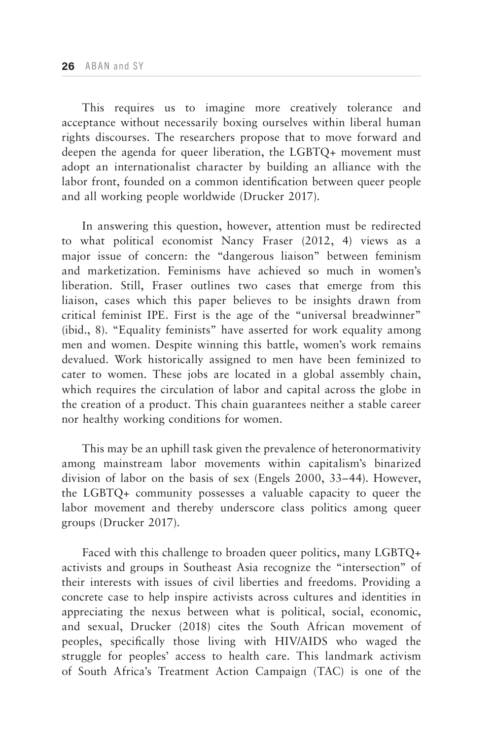This requires us to imagine more creatively tolerance and acceptance without necessarily boxing ourselves within liberal human rights discourses. The researchers propose that to move forward and deepen the agenda for queer liberation, the LGBTQ+ movement must adopt an internationalist character by building an alliance with the labor front, founded on a common identification between queer people and all working people worldwide (Drucker 2017).

In answering this question, however, attention must be redirected to what political economist Nancy Fraser (2012, 4) views as a major issue of concern: the "dangerous liaison" between feminism and marketization. Feminisms have achieved so much in women's liberation. Still, Fraser outlines two cases that emerge from this liaison, cases which this paper believes to be insights drawn from critical feminist IPE. First is the age of the "universal breadwinner" (ibid., 8). "Equality feminists" have asserted for work equality among men and women. Despite winning this battle, women's work remains devalued. Work historically assigned to men have been feminized to cater to women. These jobs are located in a global assembly chain, which requires the circulation of labor and capital across the globe in the creation of a product. This chain guarantees neither a stable career nor healthy working conditions for women.

This may be an uphill task given the prevalence of heteronormativity among mainstream labor movements within capitalism's binarized division of labor on the basis of sex (Engels 2000, 33–44). However, the LGBTQ+ community possesses a valuable capacity to queer the labor movement and thereby underscore class politics among queer groups (Drucker 2017).

Faced with this challenge to broaden queer politics, many LGBTQ+ activists and groups in Southeast Asia recognize the "intersection" of their interests with issues of civil liberties and freedoms. Providing a concrete case to help inspire activists across cultures and identities in appreciating the nexus between what is political, social, economic, and sexual, Drucker (2018) cites the South African movement of peoples, specifically those living with HIV/AIDS who waged the struggle for peoples' access to health care. This landmark activism of South Africa's Treatment Action Campaign (TAC) is one of the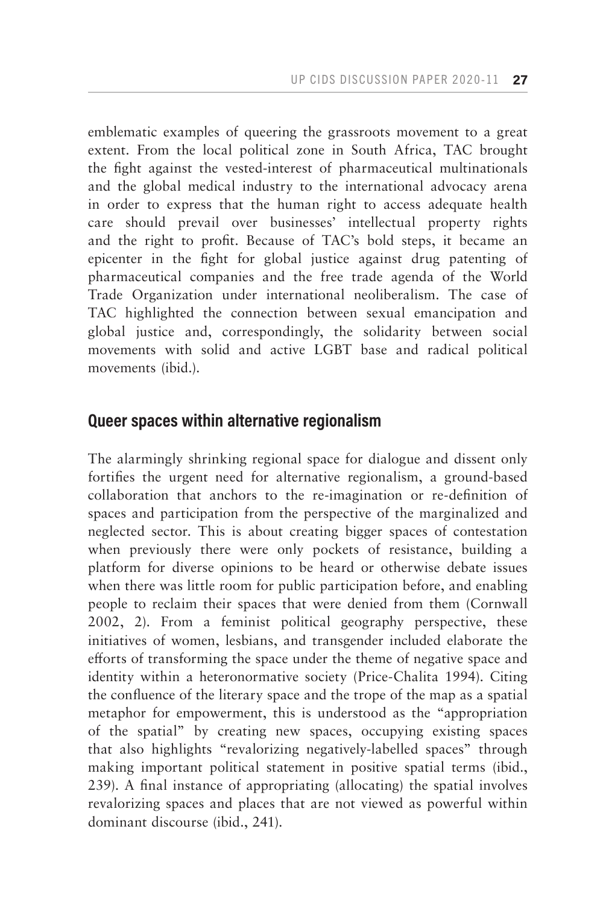emblematic examples of queering the grassroots movement to a great extent. From the local political zone in South Africa, TAC brought the fight against the vested-interest of pharmaceutical multinationals and the global medical industry to the international advocacy arena in order to express that the human right to access adequate health care should prevail over businesses' intellectual property rights and the right to profit. Because of TAC's bold steps, it became an epicenter in the fight for global justice against drug patenting of pharmaceutical companies and the free trade agenda of the World Trade Organization under international neoliberalism. The case of TAC highlighted the connection between sexual emancipation and global justice and, correspondingly, the solidarity between social movements with solid and active LGBT base and radical political movements (ibid.).

## Queer spaces within alternative regionalism

The alarmingly shrinking regional space for dialogue and dissent only fortifies the urgent need for alternative regionalism, a ground-based collaboration that anchors to the re-imagination or re-definition of spaces and participation from the perspective of the marginalized and neglected sector. This is about creating bigger spaces of contestation when previously there were only pockets of resistance, building a platform for diverse opinions to be heard or otherwise debate issues when there was little room for public participation before, and enabling people to reclaim their spaces that were denied from them (Cornwall 2002, 2). From a feminist political geography perspective, these initiatives of women, lesbians, and transgender included elaborate the efforts of transforming the space under the theme of negative space and identity within a heteronormative society (Price-Chalita 1994). Citing the confluence of the literary space and the trope of the map as a spatial metaphor for empowerment, this is understood as the "appropriation of the spatial" by creating new spaces, occupying existing spaces that also highlights "revalorizing negatively-labelled spaces" through making important political statement in positive spatial terms (ibid., 239). A final instance of appropriating (allocating) the spatial involves revalorizing spaces and places that are not viewed as powerful within dominant discourse (ibid., 241).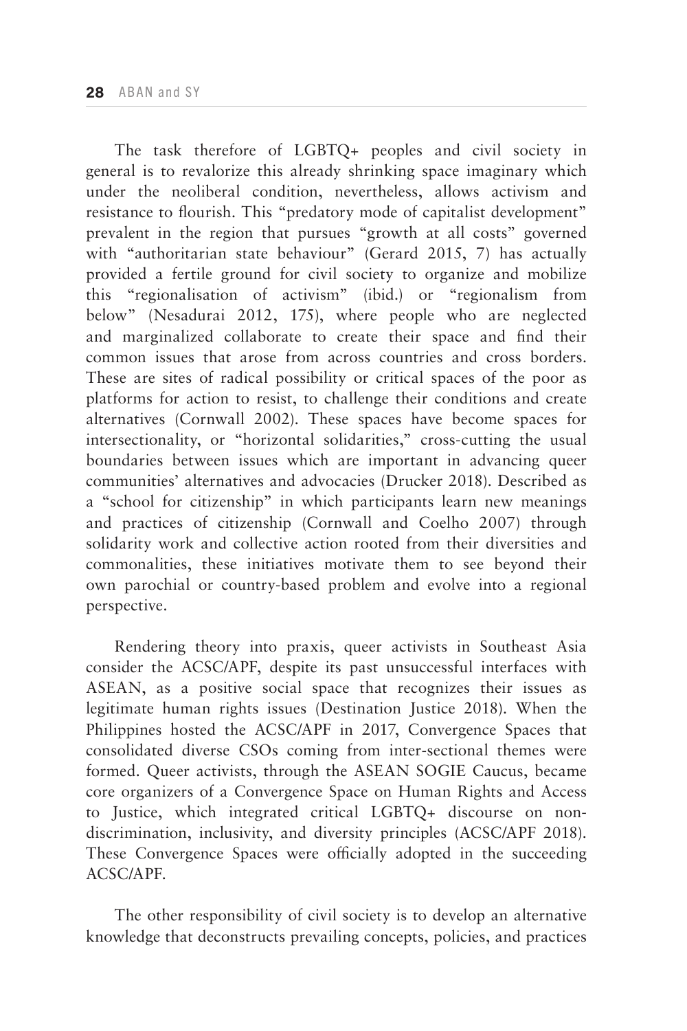The task therefore of LGBTQ+ peoples and civil society in general is to revalorize this already shrinking space imaginary which under the neoliberal condition, nevertheless, allows activism and resistance to flourish. This "predatory mode of capitalist development" prevalent in the region that pursues "growth at all costs" governed with "authoritarian state behaviour" (Gerard 2015, 7) has actually provided a fertile ground for civil society to organize and mobilize this "regionalisation of activism" (ibid.) or "regionalism from below" (Nesadurai 2012, 175), where people who are neglected and marginalized collaborate to create their space and find their common issues that arose from across countries and cross borders. These are sites of radical possibility or critical spaces of the poor as platforms for action to resist, to challenge their conditions and create alternatives (Cornwall 2002). These spaces have become spaces for intersectionality, or "horizontal solidarities," cross-cutting the usual boundaries between issues which are important in advancing queer communities' alternatives and advocacies (Drucker 2018). Described as a "school for citizenship" in which participants learn new meanings and practices of citizenship (Cornwall and Coelho 2007) through solidarity work and collective action rooted from their diversities and commonalities, these initiatives motivate them to see beyond their own parochial or country-based problem and evolve into a regional perspective.

Rendering theory into praxis, queer activists in Southeast Asia consider the ACSC/APF, despite its past unsuccessful interfaces with ASEAN, as a positive social space that recognizes their issues as legitimate human rights issues (Destination Justice 2018). When the Philippines hosted the ACSC/APF in 2017, Convergence Spaces that consolidated diverse CSOs coming from inter-sectional themes were formed. Queer activists, through the ASEAN SOGIE Caucus, became core organizers of a Convergence Space on Human Rights and Access to Justice, which integrated critical LGBTQ+ discourse on non-discrimination, inclusivity, and diversity principles (ACSC/APF 2018). These Convergence Spaces were officially adopted in the succeeding ACSC/APF.

The other responsibility of civil society is to develop an alternative knowledge that deconstructs prevailing concepts, policies, and practices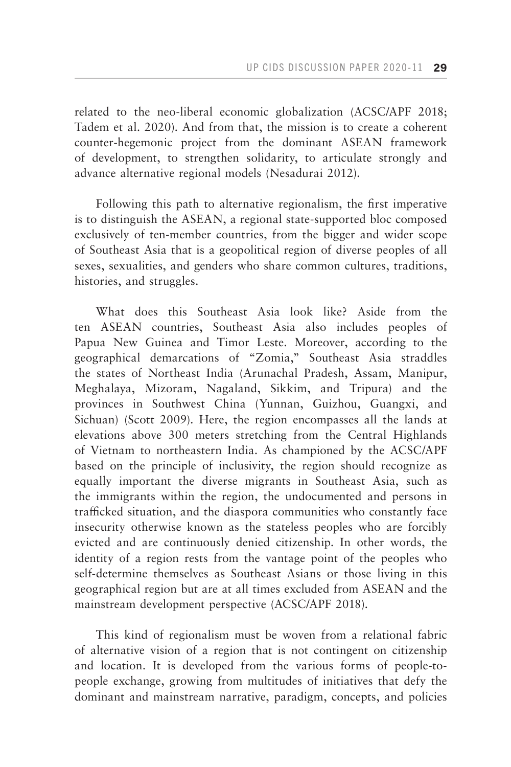related to the neo-liberal economic globalization (ACSC/APF 2018; Tadem et al. 2020). And from that, the mission is to create a coherent counter-hegemonic project from the dominant ASEAN framework of development, to strengthen solidarity, to articulate strongly and advance alternative regional models (Nesadurai 2012).

Following this path to alternative regionalism, the first imperative is to distinguish the ASEAN, a regional state-supported bloc composed exclusively of ten-member countries, from the bigger and wider scope of Southeast Asia that is a geopolitical region of diverse peoples of all sexes, sexualities, and genders who share common cultures, traditions, histories, and struggles.

What does this Southeast Asia look like? Aside from the ten ASEAN countries, Southeast Asia also includes peoples of Papua New Guinea and Timor Leste. Moreover, according to the geographical demarcations of "Zomia," Southeast Asia straddles the states of Northeast India (Arunachal Pradesh, Assam, Manipur, Meghalaya, Mizoram, Nagaland, Sikkim, and Tripura) and the provinces in Southwest China (Yunnan, Guizhou, Guangxi, and Sichuan) (Scott 2009). Here, the region encompasses all the lands at elevations above 300 meters stretching from the Central Highlands of Vietnam to northeastern India. As championed by the ACSC/APF based on the principle of inclusivity, the region should recognize as equally important the diverse migrants in Southeast Asia, such as the immigrants within the region, the undocumented and persons in trafficked situation, and the diaspora communities who constantly face insecurity otherwise known as the stateless peoples who are forcibly evicted and are continuously denied citizenship. In other words, the identity of a region rests from the vantage point of the peoples who self-determine themselves as Southeast Asians or those living in this geographical region but are at all times excluded from ASEAN and the mainstream development perspective (ACSC/APF 2018).

This kind of regionalism must be woven from a relational fabric of alternative vision of a region that is not contingent on citizenship and location. It is developed from the various forms of people-to-people exchange, growing from multitudes of initiatives that defy the dominant and mainstream narrative, paradigm, concepts, and policies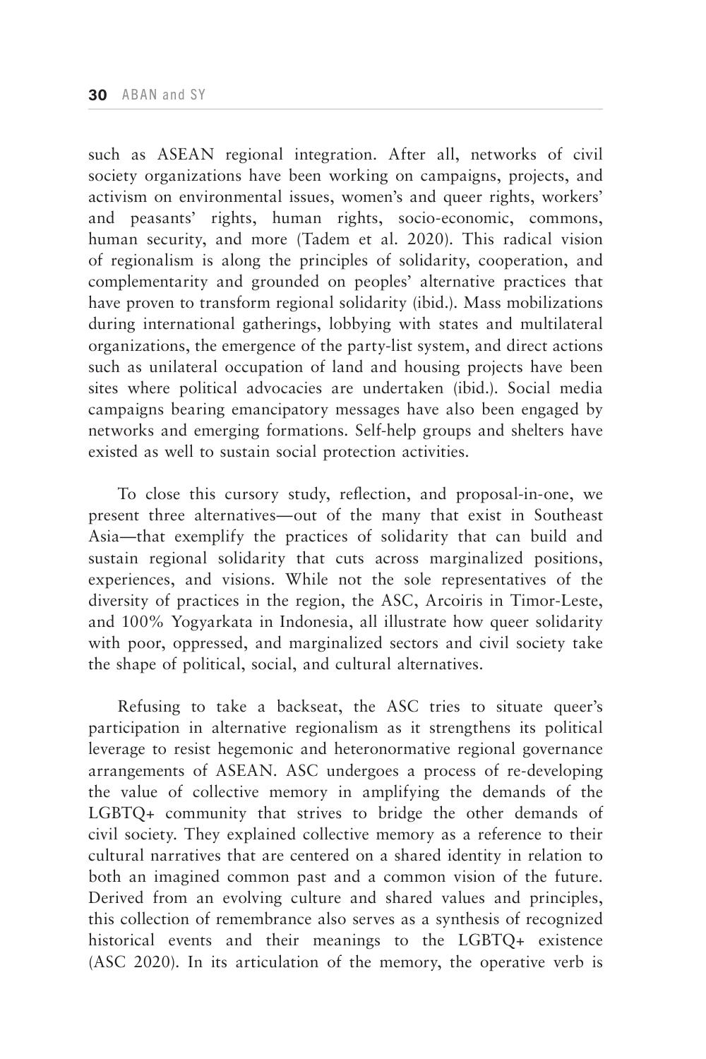such as ASEAN regional integration. After all, networks of civil society organizations have been working on campaigns, projects, and activism on environmental issues, women's and queer rights, workers' and peasants' rights, human rights, socio-economic, commons, human security, and more (Tadem et al. 2020). This radical vision of regionalism is along the principles of solidarity, cooperation, and complementarity and grounded on peoples' alternative practices that have proven to transform regional solidarity (ibid.). Mass mobilizations during international gatherings, lobbying with states and multilateral organizations, the emergence of the party-list system, and direct actions such as unilateral occupation of land and housing projects have been sites where political advocacies are undertaken (ibid.). Social media campaigns bearing emancipatory messages have also been engaged by networks and emerging formations. Self-help groups and shelters have existed as well to sustain social protection activities.

To close this cursory study, reflection, and proposal-in-one, we present three alternatives—out of the many that exist in Southeast Asia—that exemplify the practices of solidarity that can build and sustain regional solidarity that cuts across marginalized positions, experiences, and visions. While not the sole representatives of the diversity of practices in the region, the ASC, Arcoiris in Timor-Leste, and 100% Yogyarkata in Indonesia, all illustrate how queer solidarity with poor, oppressed, and marginalized sectors and civil society take the shape of political, social, and cultural alternatives.

Refusing to take a backseat, the ASC tries to situate queer's participation in alternative regionalism as it strengthens its political leverage to resist hegemonic and heteronormative regional governance arrangements of ASEAN. ASC undergoes a process of re-developing the value of collective memory in amplifying the demands of the LGBTQ+ community that strives to bridge the other demands of civil society. They explained collective memory as a reference to their cultural narratives that are centered on a shared identity in relation to both an imagined common past and a common vision of the future. Derived from an evolving culture and shared values and principles, this collection of remembrance also serves as a synthesis of recognized historical events and their meanings to the LGBTQ+ existence (ASC 2020). In its articulation of the memory, the operative verb is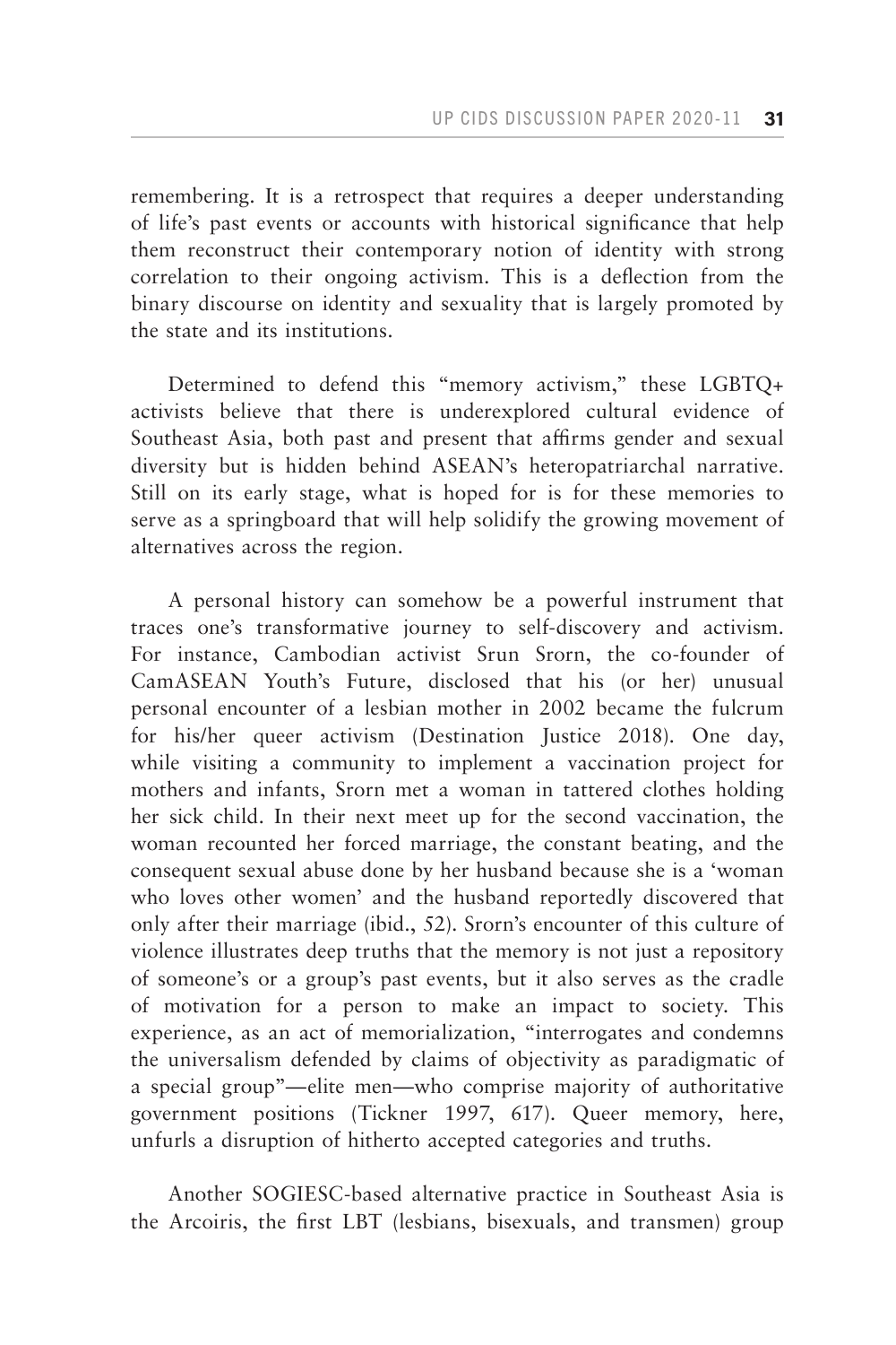remembering. It is a retrospect that requires a deeper understanding of life's past events or accounts with historical significance that help them reconstruct their contemporary notion of identity with strong correlation to their ongoing activism. This is a deflection from the binary discourse on identity and sexuality that is largely promoted by the state and its institutions.

Determined to defend this "memory activism," these LGBTQ+ activists believe that there is underexplored cultural evidence of Southeast Asia, both past and present that affirms gender and sexual diversity but is hidden behind ASEAN's heteropatriarchal narrative. Still on its early stage, what is hoped for is for these memories to serve as a springboard that will help solidify the growing movement of alternatives across the region.

A personal history can somehow be a powerful instrument that traces one's transformative journey to self-discovery and activism. For instance, Cambodian activist Srun Srorn, the co-founder of CamASEAN Youth's Future, disclosed that his (or her) unusual personal encounter of a lesbian mother in 2002 became the fulcrum for his/her queer activism (Destination Justice 2018). One day, while visiting a community to implement a vaccination project for mothers and infants, Srorn met a woman in tattered clothes holding her sick child. In their next meet up for the second vaccination, the woman recounted her forced marriage, the constant beating, and the consequent sexual abuse done by her husband because she is a 'woman who loves other women' and the husband reportedly discovered that only after their marriage (ibid., 52). Srorn's encounter of this culture of violence illustrates deep truths that the memory is not just a repository of someone's or a group's past events, but it also serves as the cradle of motivation for a person to make an impact to society. This experience, as an act of memorialization, "interrogates and condemns the universalism defended by claims of objectivity as paradigmatic of a special group"—elite men—who comprise majority of authoritative government positions (Tickner 1997, 617). Queer memory, here, unfurls a disruption of hitherto accepted categories and truths.

Another SOGIESC-based alternative practice in Southeast Asia is the Arcoiris, the first LBT (lesbians, bisexuals, and transmen) group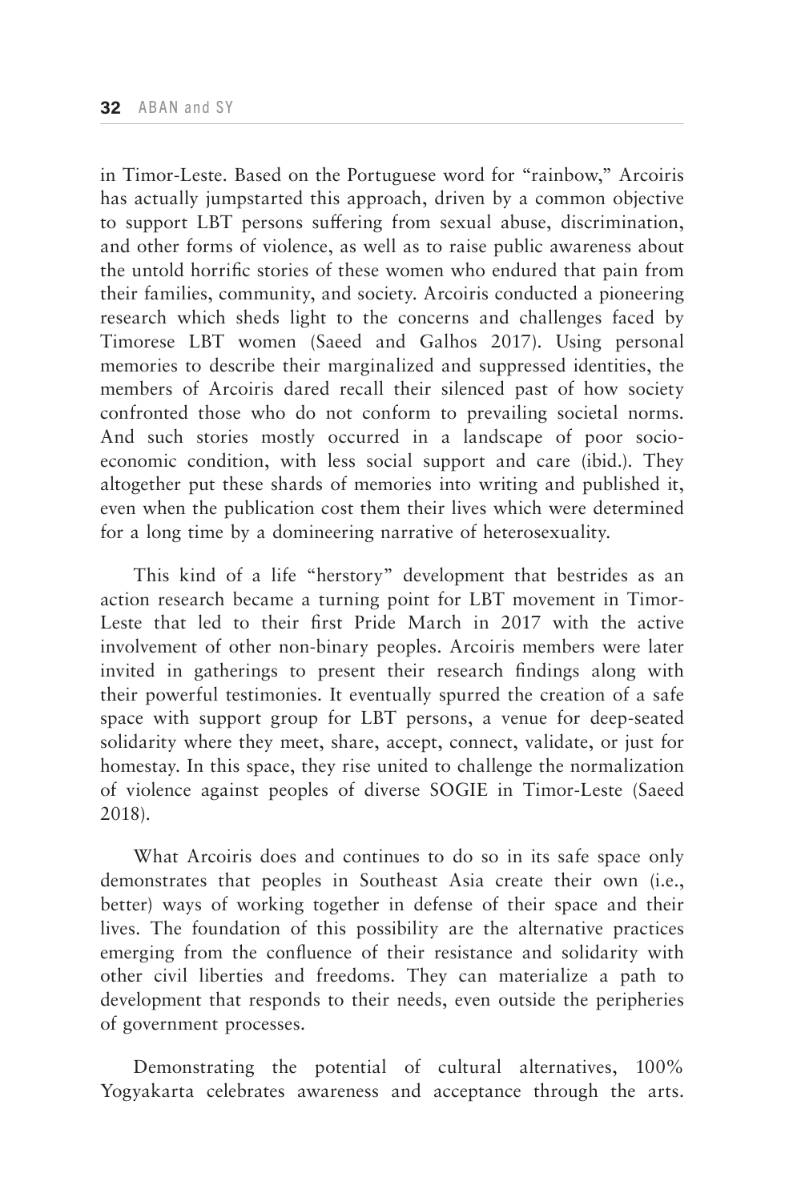in Timor-Leste. Based on the Portuguese word for "rainbow," Arcoiris has actually jumpstarted this approach, driven by a common objective to support LBT persons suffering from sexual abuse, discrimination, and other forms of violence, as well as to raise public awareness about the untold horrific stories of these women who endured that pain from their families, community, and society. Arcoiris conducted a pioneering research which sheds light to the concerns and challenges faced by Timorese LBT women (Saeed and Galhos 2017). Using personal memories to describe their marginalized and suppressed identities, the members of Arcoiris dared recall their silenced past of how society confronted those who do not conform to prevailing societal norms. And such stories mostly occurred in a landscape of poor socio-economic condition, with less social support and care (ibid.). They altogether put these shards of memories into writing and published it, even when the publication cost them their lives which were determined for a long time by a domineering narrative of heterosexuality.

This kind of a life "herstory" development that bestrides as an action research became a turning point for LBT movement in Timor-Leste that led to their first Pride March in 2017 with the active involvement of other non-binary peoples. Arcoiris members were later invited in gatherings to present their research findings along with their powerful testimonies. It eventually spurred the creation of a safe space with support group for LBT persons, a venue for deep-seated solidarity where they meet, share, accept, connect, validate, or just for homestay. In this space, they rise united to challenge the normalization of violence against peoples of diverse SOGIE in Timor-Leste (Saeed 2018).

What Arcoiris does and continues to do so in its safe space only demonstrates that peoples in Southeast Asia create their own (i.e., better) ways of working together in defense of their space and their lives. The foundation of this possibility are the alternative practices emerging from the confluence of their resistance and solidarity with other civil liberties and freedoms. They can materialize a path to development that responds to their needs, even outside the peripheries of government processes.

Demonstrating the potential of cultural alternatives, 100% Yogyakarta celebrates awareness and acceptance through the arts.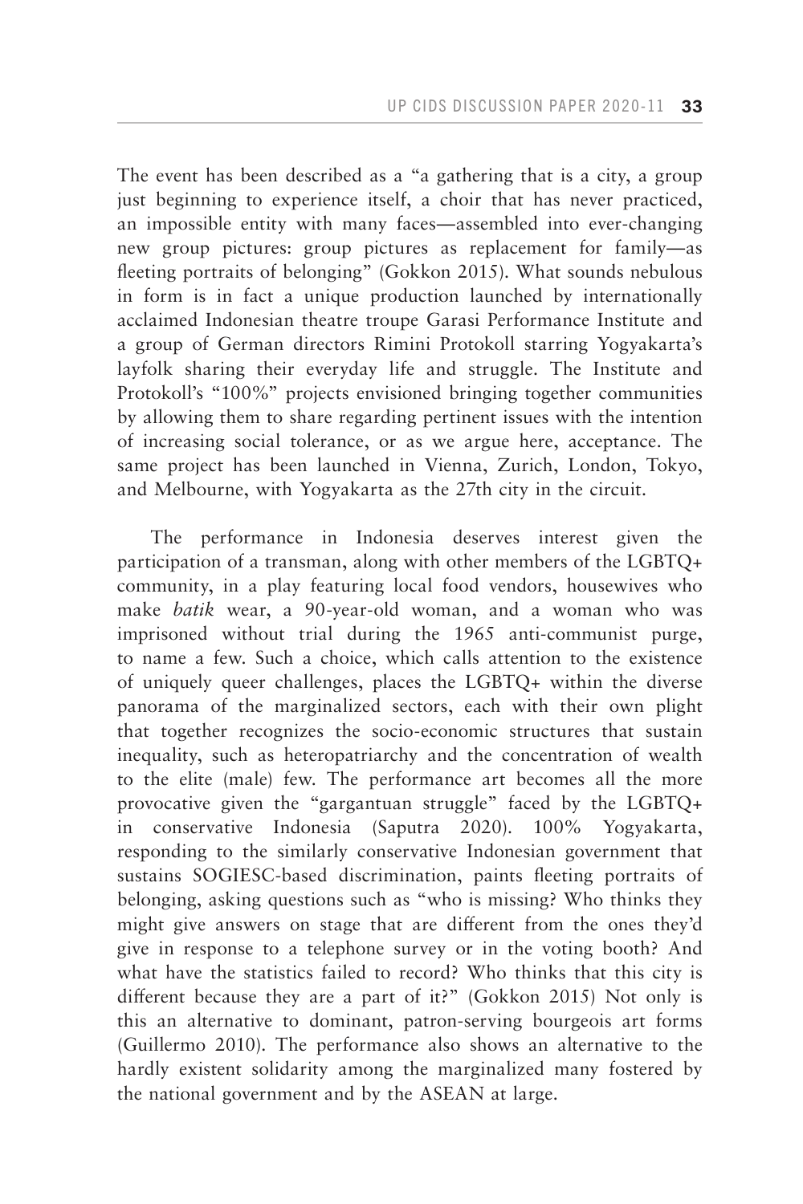The event has been described as a "a gathering that is a city, a group just beginning to experience itself, a choir that has never practiced, an impossible entity with many faces—assembled into ever-changing new group pictures: group pictures as replacement for family—as fleeting portraits of belonging" (Gokkon 2015). What sounds nebulous in form is in fact a unique production launched by internationally acclaimed Indonesian theatre troupe Garasi Performance Institute and a group of German directors Rimini Protokoll starring Yogyakarta's layfolk sharing their everyday life and struggle. The Institute and Protokoll's "100%" projects envisioned bringing together communities by allowing them to share regarding pertinent issues with the intention of increasing social tolerance, or as we argue here, acceptance. The same project has been launched in Vienna, Zurich, London, Tokyo, and Melbourne, with Yogyakarta as the 27th city in the circuit.

The performance in Indonesia deserves interest given the participation of a transman, along with other members of the LGBTQ+ community, in a play featuring local food vendors, housewives who make *batik* wear, a 90-year-old woman, and a woman who was imprisoned without trial during the 1965 anti-communist purge, to name a few. Such a choice, which calls attention to the existence of uniquely queer challenges, places the LGBTQ+ within the diverse panorama of the marginalized sectors, each with their own plight that together recognizes the socio-economic structures that sustain inequality, such as heteropatriarchy and the concentration of wealth to the elite (male) few. The performance art becomes all the more provocative given the "gargantuan struggle" faced by the LGBTQ+ in conservative Indonesia (Saputra 2020). 100% Yogyakarta, responding to the similarly conservative Indonesian government that sustains SOGIESC-based discrimination, paints fleeting portraits of belonging, asking questions such as "who is missing? Who thinks they might give answers on stage that are different from the ones they'd give in response to a telephone survey or in the voting booth? And what have the statistics failed to record? Who thinks that this city is different because they are a part of it?" (Gokkon 2015) Not only is this an alternative to dominant, patron-serving bourgeois art forms (Guillermo 2010). The performance also shows an alternative to the hardly existent solidarity among the marginalized many fostered by the national government and by the ASEAN at large.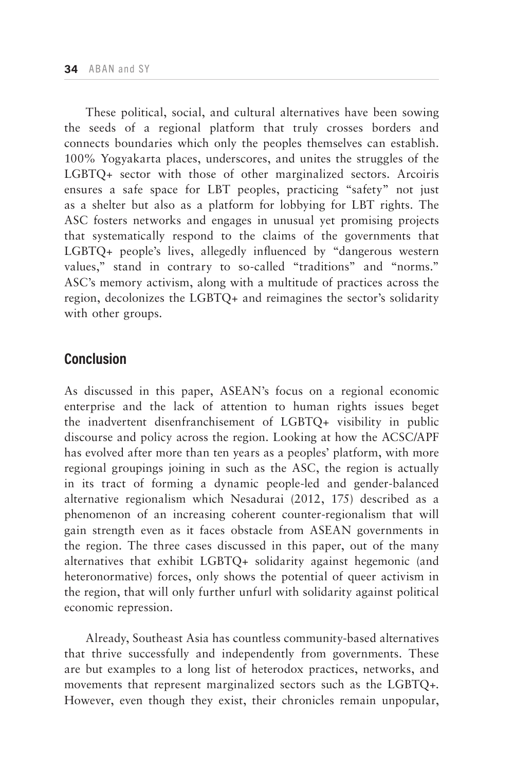These political, social, and cultural alternatives have been sowing the seeds of a regional platform that truly crosses borders and connects boundaries which only the peoples themselves can establish. 100% Yogyakarta places, underscores, and unites the struggles of the LGBTQ+ sector with those of other marginalized sectors. Arcoiris ensures a safe space for LBT peoples, practicing "safety" not just as a shelter but also as a platform for lobbying for LBT rights. The ASC fosters networks and engages in unusual yet promising projects that systematically respond to the claims of the governments that LGBTQ+ people's lives, allegedly influenced by "dangerous western values," stand in contrary to so-called "traditions" and "norms." ASC's memory activism, along with a multitude of practices across the region, decolonizes the LGBTQ+ and reimagines the sector's solidarity with other groups.

## Conclusion

As discussed in this paper, ASEAN's focus on a regional economic enterprise and the lack of attention to human rights issues beget the inadvertent disenfranchisement of LGBTQ+ visibility in public discourse and policy across the region. Looking at how the ACSC/APF has evolved after more than ten years as a peoples' platform, with more regional groupings joining in such as the ASC, the region is actually in its tract of forming a dynamic people-led and gender-balanced alternative regionalism which Nesadurai (2012, 175) described as a phenomenon of an increasing coherent counter-regionalism that will gain strength even as it faces obstacle from ASEAN governments in the region. The three cases discussed in this paper, out of the many alternatives that exhibit LGBTQ+ solidarity against hegemonic (and heteronormative) forces, only shows the potential of queer activism in the region, that will only further unfurl with solidarity against political economic repression.

Already, Southeast Asia has countless community-based alternatives that thrive successfully and independently from governments. These are but examples to a long list of heterodox practices, networks, and movements that represent marginalized sectors such as the LGBTQ+. However, even though they exist, their chronicles remain unpopular,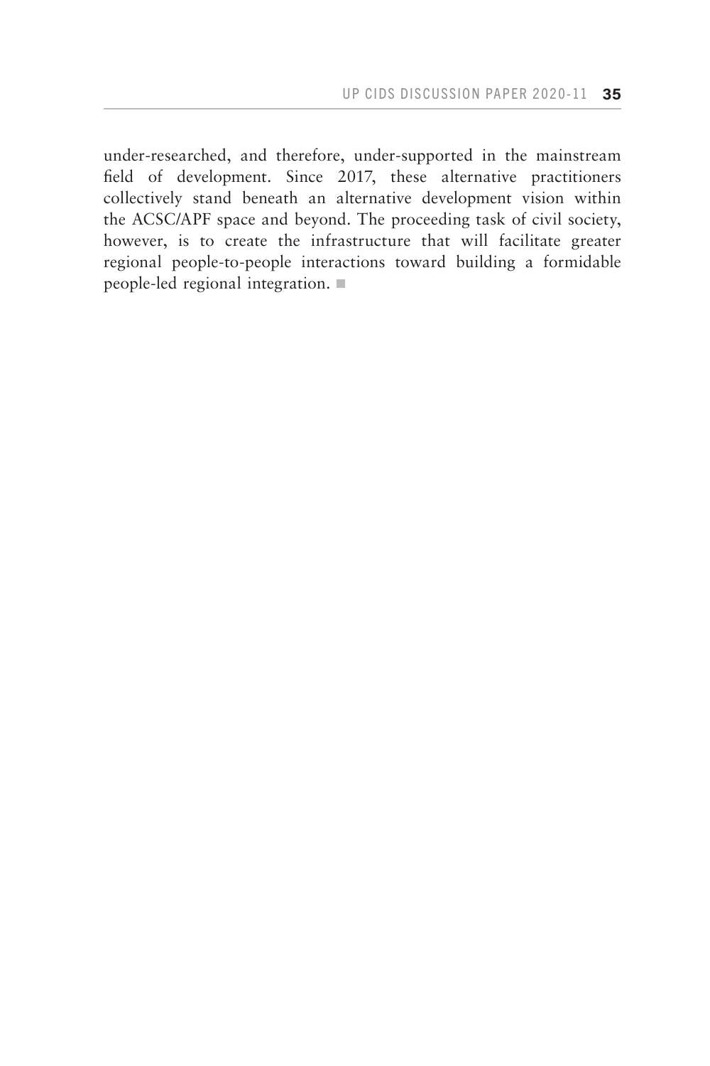under-researched, and therefore, under-supported in the mainstream field of development. Since 2017, these alternative practitioners collectively stand beneath an alternative development vision within the ACSC/APF space and beyond. The proceeding task of civil society, however, is to create the infrastructure that will facilitate greater regional people-to-people interactions toward building a formidable people-led regional integration. ■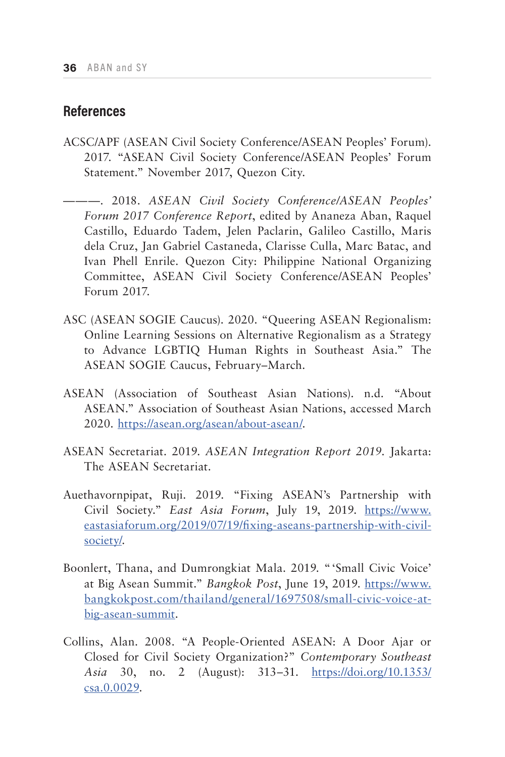## References

ACSC/APF (ASEAN Civil Society Conference/ASEAN Peoples' Forum). 2017. "ASEAN Civil Society Conference/ASEAN Peoples' Forum Statement." November 2017, Quezon City.

———. 2018. *ASEAN Civil Society Conference/ASEAN Peoples' Forum 2017 Conference Report*, edited by Ananeza Aban, Raquel Castillo, Eduardo Tadem, Jelen Paclarin, Galileo Castillo, Maris dela Cruz, Jan Gabriel Castaneda, Clarisse Culla, Marc Batac, and Ivan Phell Enrile. Quezon City: Philippine National Organizing Committee, ASEAN Civil Society Conference/ASEAN Peoples' Forum 2017.

ASC (ASEAN SOGIE Caucus). 2020. "Queering ASEAN Regionalism: Online Learning Sessions on Alternative Regionalism as a Strategy to Advance LGBTIQ Human Rights in Southeast Asia." The ASEAN SOGIE Caucus, February–March.

ASEAN (Association of Southeast Asian Nations). n.d. "About ASEAN." Association of Southeast Asian Nations, accessed March 2020. https://asean.org/asean/about-asean/.

ASEAN Secretariat. 2019. *ASEAN Integration Report 2019*. Jakarta: The ASEAN Secretariat.

Auethavornpipat, Ruji. 2019. "Fixing ASEAN's Partnership with Civil Society." *East Asia Forum*, July 19, 2019. https://www.eastasiaforum.org/2019/07/19/fixing-aseans-partnership-with-civil-society/.

Boonlert, Thana, and Dumrongkiat Mala. 2019. " 'Small Civic Voice' at Big Asean Summit." *Bangkok Post*, June 19, 2019. https://www.bangkokpost.com/thailand/general/1697508/small-civic-voice-at-big-asean-summit.

Collins, Alan. 2008. "A People-Oriented ASEAN: A Door Ajar or Closed for Civil Society Organization?" *Contemporary Southeast Asia* 30, no. 2 (August): 313–31. https://doi.org/10.1353/csa.0.0029.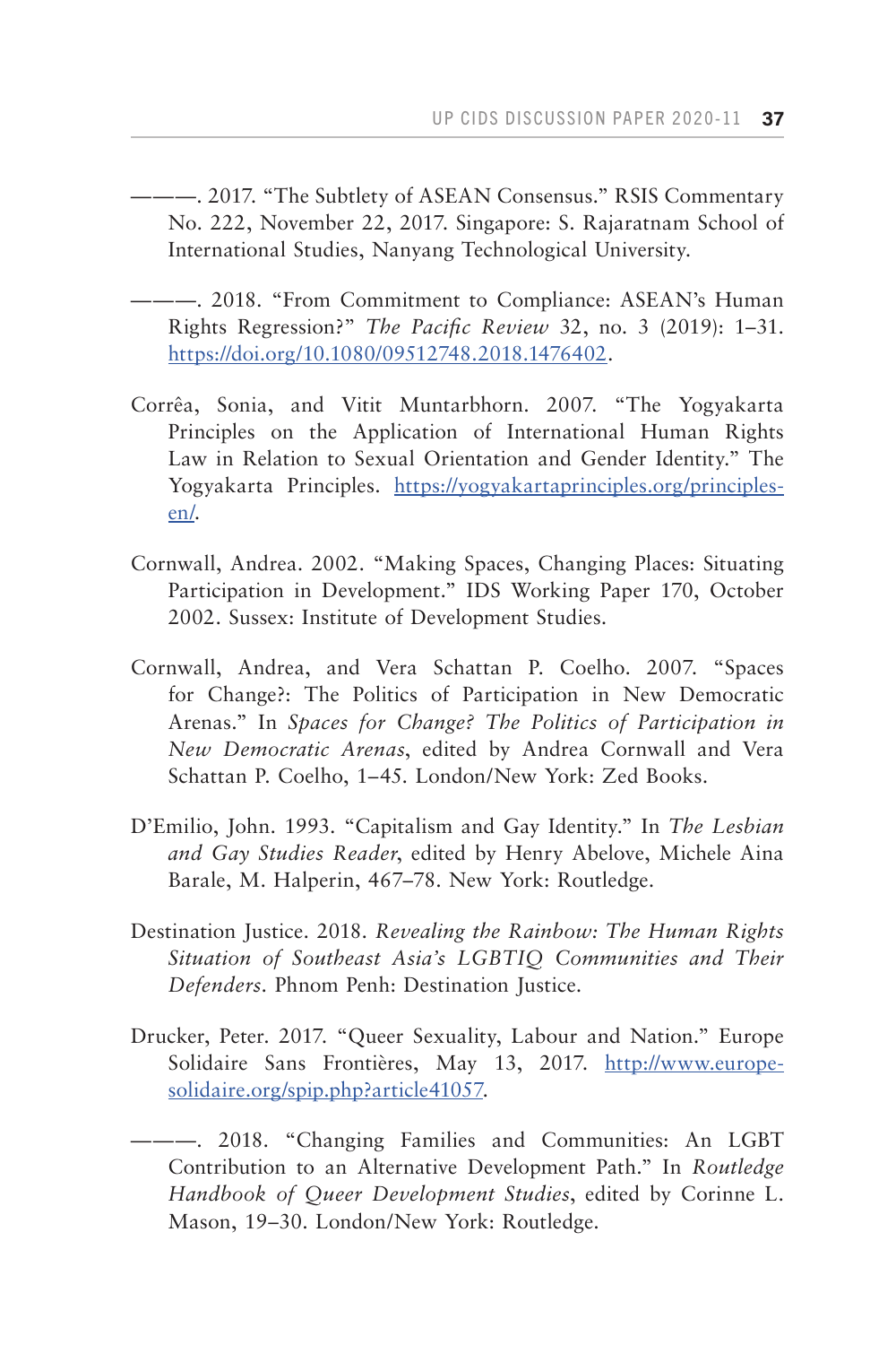———. 2017. "The Subtlety of ASEAN Consensus." RSIS Commentary No. 222, November 22, 2017. Singapore: S. Rajaratnam School of International Studies, Nanyang Technological University.

———. 2018. "From Commitment to Compliance: ASEAN's Human Rights Regression?" *The Pacific Review* 32, no. 3 (2019): 1–31. https://doi.org/10.1080/09512748.2018.1476402.

Corrêa, Sonia, and Vitit Muntarbhorn. 2007. "The Yogyakarta Principles on the Application of International Human Rights Law in Relation to Sexual Orientation and Gender Identity." The Yogyakarta Principles. https://yogyakartaprinciples.org/principles-en/.

Cornwall, Andrea. 2002. "Making Spaces, Changing Places: Situating Participation in Development." IDS Working Paper 170, October 2002. Sussex: Institute of Development Studies.

Cornwall, Andrea, and Vera Schattan P. Coelho. 2007. "Spaces for Change?: The Politics of Participation in New Democratic Arenas." In *Spaces for Change? The Politics of Participation in New Democratic Arenas*, edited by Andrea Cornwall and Vera Schattan P. Coelho, 1–45. London/New York: Zed Books.

D'Emilio, John. 1993. "Capitalism and Gay Identity." In *The Lesbian and Gay Studies Reader*, edited by Henry Abelove, Michele Aina Barale, M. Halperin, 467–78. New York: Routledge.

Destination Justice. 2018. *Revealing the Rainbow: The Human Rights Situation of Southeast Asia's LGBTIQ Communities and Their Defenders*. Phnom Penh: Destination Justice.

Drucker, Peter. 2017. "Queer Sexuality, Labour and Nation." Europe Solidaire Sans Frontières, May 13, 2017. http://www.europe-solidaire.org/spip.php?article41057.

———. 2018. "Changing Families and Communities: An LGBT Contribution to an Alternative Development Path." In *Routledge Handbook of Queer Development Studies*, edited by Corinne L. Mason, 19–30. London/New York: Routledge.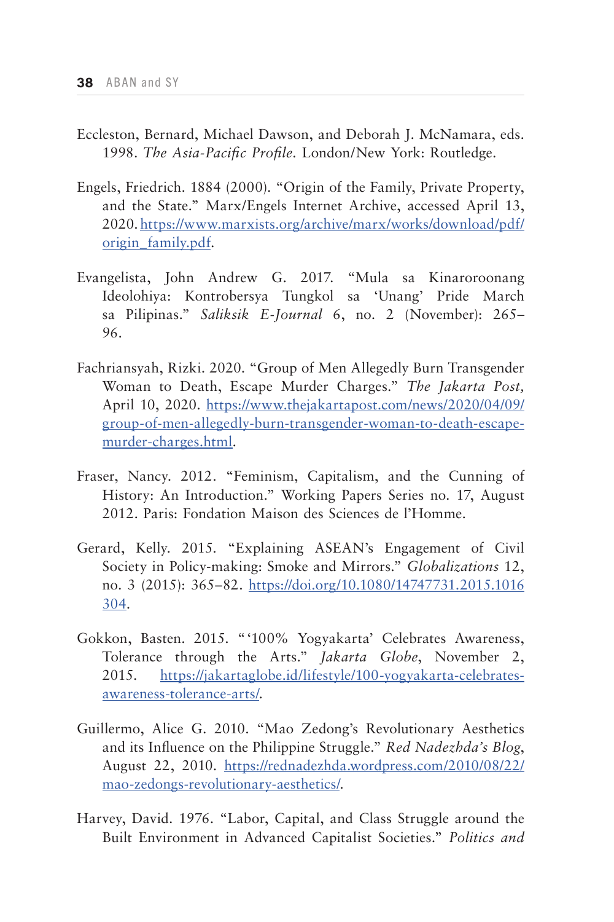Eccleston, Bernard, Michael Dawson, and Deborah J. McNamara, eds. 1998. *The Asia-Pacific Profile*. London/New York: Routledge.

Engels, Friedrich. 1884 (2000). "Origin of the Family, Private Property, and the State." Marx/Engels Internet Archive, accessed April 13, 2020. https://www.marxists.org/archive/marx/works/download/pdf/origin_family.pdf.

Evangelista, John Andrew G. 2017. "Mula sa Kinaroroonang Ideolohiya: Kontrobersya Tungkol sa 'Unang' Pride March sa Pilipinas." *Saliksik E-Journal* 6, no. 2 (November): 265–96.

Fachriansyah, Rizki. 2020. "Group of Men Allegedly Burn Transgender Woman to Death, Escape Murder Charges." *The Jakarta Post*, April 10, 2020. https://www.thejakartapost.com/news/2020/04/09/group-of-men-allegedly-burn-transgender-woman-to-death-escape-murder-charges.html.

Fraser, Nancy. 2012. "Feminism, Capitalism, and the Cunning of History: An Introduction." Working Papers Series no. 17, August 2012. Paris: Fondation Maison des Sciences de l'Homme.

Gerard, Kelly. 2015. "Explaining ASEAN's Engagement of Civil Society in Policy-making: Smoke and Mirrors." *Globalizations* 12, no. 3 (2015): 365–82. https://doi.org/10.1080/14747731.2015.1016304.

Gokkon, Basten. 2015. "'100% Yogyakarta' Celebrates Awareness, Tolerance through the Arts." *Jakarta Globe*, November 2, 2015. https://jakartaglobe.id/lifestyle/100-yogyakarta-celebrates-awareness-tolerance-arts/.

Guillermo, Alice G. 2010. "Mao Zedong's Revolutionary Aesthetics and its Influence on the Philippine Struggle." *Red Nadezhda's Blog*, August 22, 2010. https://rednadezhda.wordpress.com/2010/08/22/mao-zedongs-revolutionary-aesthetics/.

Harvey, David. 1976. "Labor, Capital, and Class Struggle around the Built Environment in Advanced Capitalist Societies." *Politics and*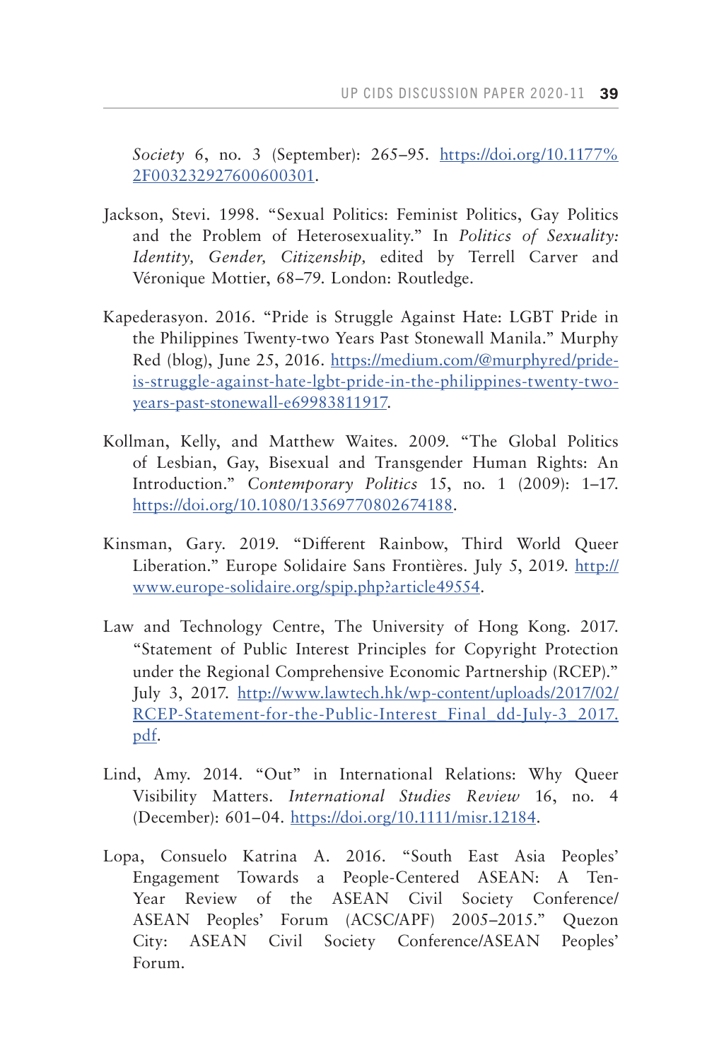*Society* 6, no. 3 (September): 265–95. https://doi.org/10.1177%2F003232927600600301.

Jackson, Stevi. 1998. "Sexual Politics: Feminist Politics, Gay Politics and the Problem of Heterosexuality." In *Politics of Sexuality: Identity, Gender, Citizenship,* edited by Terrell Carver and Véronique Mottier, 68–79. London: Routledge.

Kapederasyon. 2016. "Pride is Struggle Against Hate: LGBT Pride in the Philippines Twenty-two Years Past Stonewall Manila." Murphy Red (blog), June 25, 2016. https://medium.com/@murphyred/pride-is-struggle-against-hate-lgbt-pride-in-the-philippines-twenty-two-years-past-stonewall-e69983811917.

Kollman, Kelly, and Matthew Waites. 2009. "The Global Politics of Lesbian, Gay, Bisexual and Transgender Human Rights: An Introduction." *Contemporary Politics* 15, no. 1 (2009): 1–17. https://doi.org/10.1080/13569770802674188.

Kinsman, Gary. 2019. "Different Rainbow, Third World Queer Liberation." Europe Solidaire Sans Frontières. July 5, 2019. http://www.europe-solidaire.org/spip.php?article49554.

Law and Technology Centre, The University of Hong Kong. 2017. "Statement of Public Interest Principles for Copyright Protection under the Regional Comprehensive Economic Partnership (RCEP)." July 3, 2017. http://www.lawtech.hk/wp-content/uploads/2017/02/RCEP-Statement-for-the-Public-Interest_Final_dd-July-3_2017.pdf.

Lind, Amy. 2014. "Out" in International Relations: Why Queer Visibility Matters. *International Studies Review* 16, no. 4 (December): 601–04. https://doi.org/10.1111/misr.12184.

Lopa, Consuelo Katrina A. 2016. "South East Asia Peoples' Engagement Towards a People-Centered ASEAN: A Ten-Year Review of the ASEAN Civil Society Conference/ASEAN Peoples' Forum (ACSC/APF) 2005–2015." Quezon City: ASEAN Civil Society Conference/ASEAN Peoples' Forum.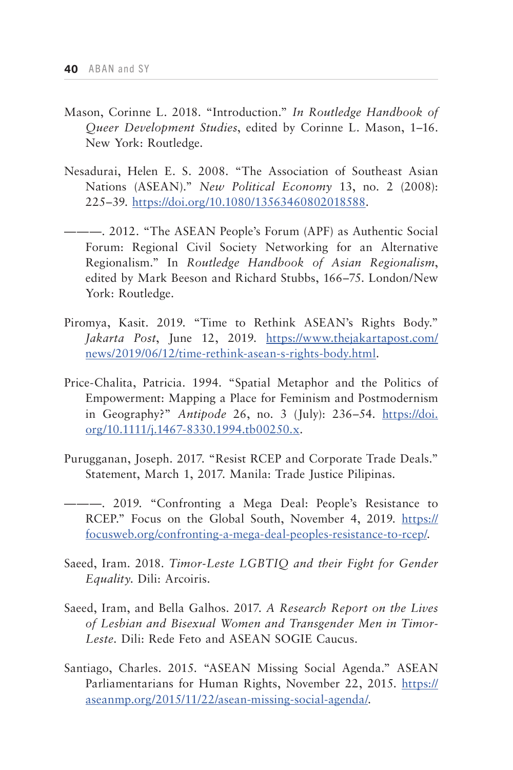Mason, Corinne L. 2018. "Introduction." *In Routledge Handbook of Queer Development Studies*, edited by Corinne L. Mason, 1–16. New York: Routledge.

Nesadurai, Helen E. S. 2008. "The Association of Southeast Asian Nations (ASEAN)." *New Political Economy* 13, no. 2 (2008): 225–39. https://doi.org/10.1080/13563460802018588.

———. 2012. "The ASEAN People's Forum (APF) as Authentic Social Forum: Regional Civil Society Networking for an Alternative Regionalism." In *Routledge Handbook of Asian Regionalism*, edited by Mark Beeson and Richard Stubbs, 166–75. London/New York: Routledge.

Piromya, Kasit. 2019. "Time to Rethink ASEAN's Rights Body." *Jakarta Post*, June 12, 2019. https://www.thejakartapost.com/news/2019/06/12/time-rethink-asean-s-rights-body.html.

Price-Chalita, Patricia. 1994. "Spatial Metaphor and the Politics of Empowerment: Mapping a Place for Feminism and Postmodernism in Geography?" *Antipode* 26, no. 3 (July): 236–54. https://doi.org/10.1111/j.1467-8330.1994.tb00250.x.

Purugganan, Joseph. 2017. "Resist RCEP and Corporate Trade Deals." Statement, March 1, 2017. Manila: Trade Justice Pilipinas.

———. 2019. "Confronting a Mega Deal: People's Resistance to RCEP." Focus on the Global South, November 4, 2019. https://focusweb.org/confronting-a-mega-deal-peoples-resistance-to-rcep/.

Saeed, Iram. 2018. *Timor-Leste LGBTIQ and their Fight for Gender Equality*. Dili: Arcoiris.

Saeed, Iram, and Bella Galhos. 2017. *A Research Report on the Lives of Lesbian and Bisexual Women and Transgender Men in Timor-Leste*. Dili: Rede Feto and ASEAN SOGIE Caucus.

Santiago, Charles. 2015. "ASEAN Missing Social Agenda." ASEAN Parliamentarians for Human Rights, November 22, 2015. https://aseanmp.org/2015/11/22/asean-missing-social-agenda/.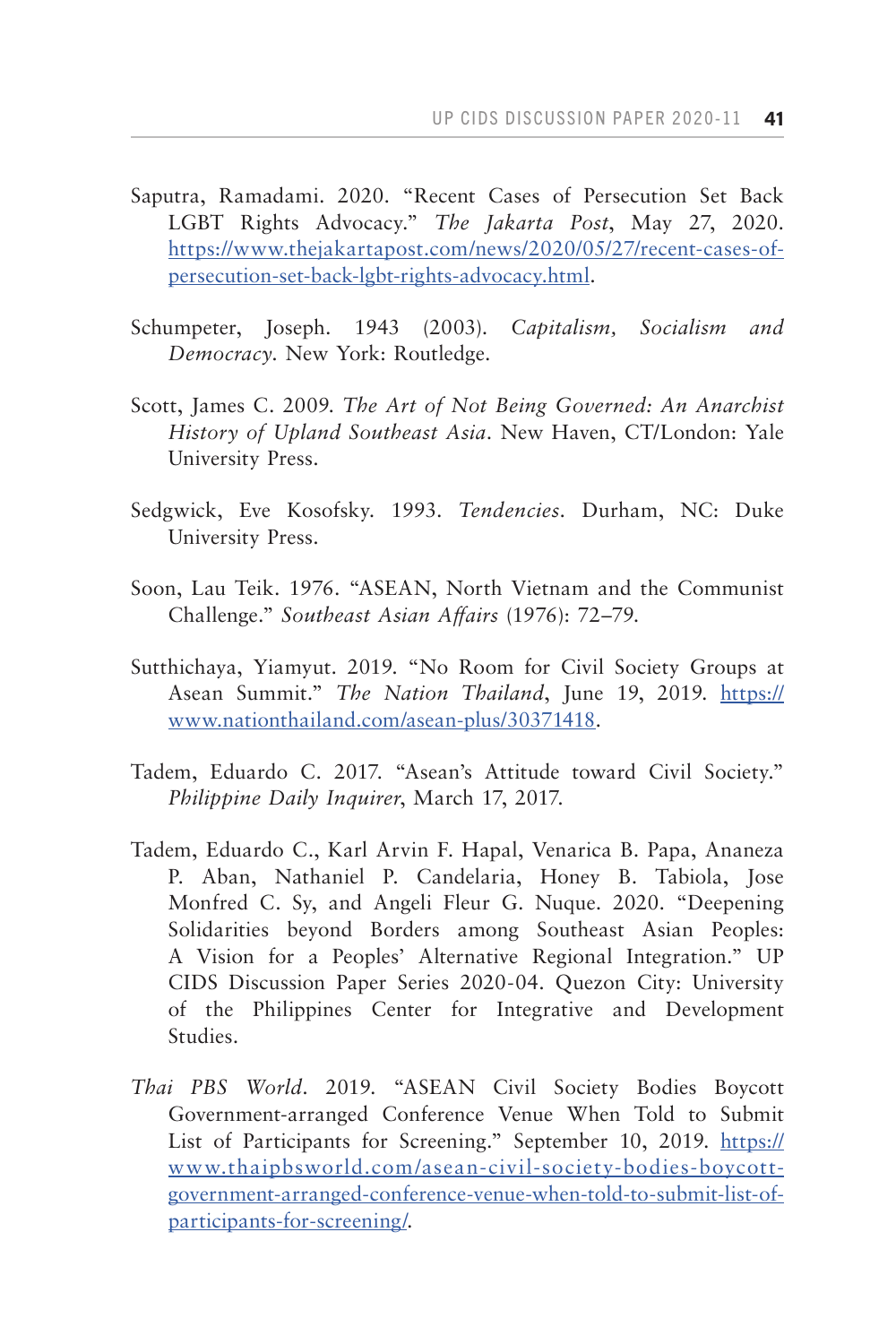Saputra, Ramadami. 2020. "Recent Cases of Persecution Set Back LGBT Rights Advocacy." *The Jakarta Post*, May 27, 2020. https://www.thejakartapost.com/news/2020/05/27/recent-cases-of-persecution-set-back-lgbt-rights-advocacy.html.

Schumpeter, Joseph. 1943 (2003). *Capitalism, Socialism and Democracy*. New York: Routledge.

Scott, James C. 2009. *The Art of Not Being Governed: An Anarchist History of Upland Southeast Asia*. New Haven, CT/London: Yale University Press.

Sedgwick, Eve Kosofsky. 1993. *Tendencies*. Durham, NC: Duke University Press.

Soon, Lau Teik. 1976. "ASEAN, North Vietnam and the Communist Challenge." *Southeast Asian Affairs* (1976): 72–79.

Sutthichaya, Yiamyut. 2019. "No Room for Civil Society Groups at Asean Summit." *The Nation Thailand*, June 19, 2019. https://www.nationthailand.com/asean-plus/30371418.

Tadem, Eduardo C. 2017. "Asean's Attitude toward Civil Society." *Philippine Daily Inquirer*, March 17, 2017.

Tadem, Eduardo C., Karl Arvin F. Hapal, Venarica B. Papa, Ananeza P. Aban, Nathaniel P. Candelaria, Honey B. Tabiola, Jose Monfred C. Sy, and Angeli Fleur G. Nuque. 2020. "Deepening Solidarities beyond Borders among Southeast Asian Peoples: A Vision for a Peoples' Alternative Regional Integration." UP CIDS Discussion Paper Series 2020-04. Quezon City: University of the Philippines Center for Integrative and Development Studies.

*Thai PBS World*. 2019. "ASEAN Civil Society Bodies Boycott Government-arranged Conference Venue When Told to Submit List of Participants for Screening." September 10, 2019. https://www.thaipbsworld.com/asean-civil-society-bodies-boycott-government-arranged-conference-venue-when-told-to-submit-list-of-participants-for-screening/.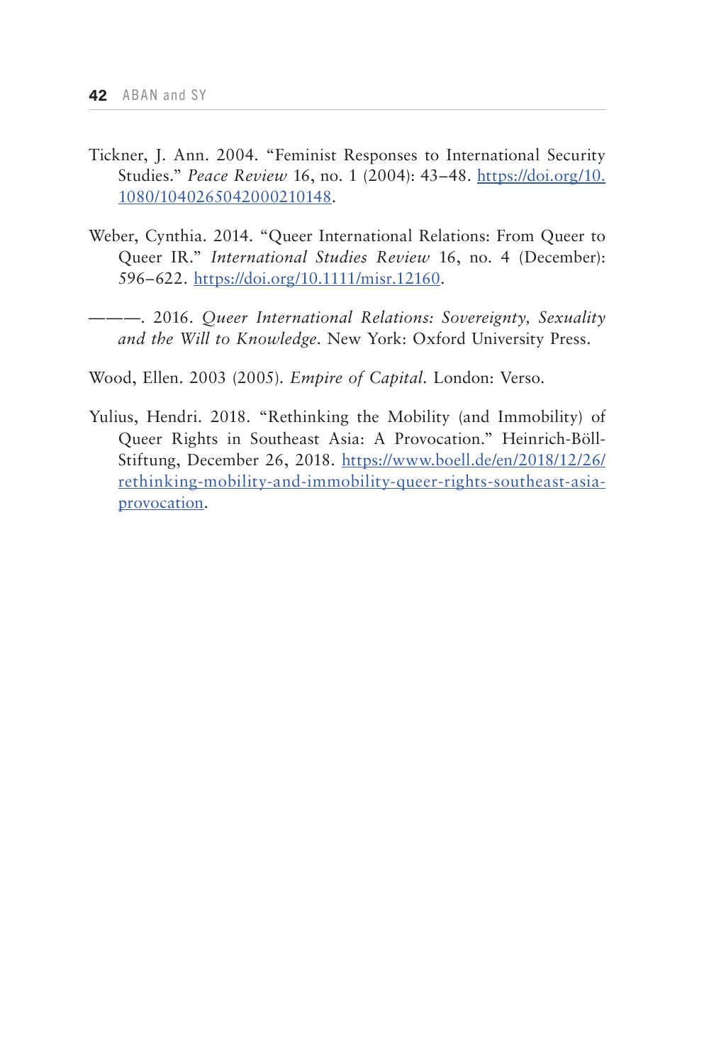Tickner, J. Ann. 2004. "Feminist Responses to International Security Studies." *Peace Review* 16, no. 1 (2004): 43–48. https://doi.org/10.1080/1040265042000210148.

Weber, Cynthia. 2014. "Queer International Relations: From Queer to Queer IR." *International Studies Review* 16, no. 4 (December): 596–622. https://doi.org/10.1111/misr.12160.

———. 2016. *Queer International Relations: Sovereignty, Sexuality and the Will to Knowledge*. New York: Oxford University Press.

Wood, Ellen. 2003 (2005). *Empire of Capital*. London: Verso.

Yulius, Hendri. 2018. "Rethinking the Mobility (and Immobility) of Queer Rights in Southeast Asia: A Provocation." Heinrich-Böll-Stiftung, December 26, 2018. https://www.boell.de/en/2018/12/26/rethinking-mobility-and-immobility-queer-rights-southeast-asia-provocation.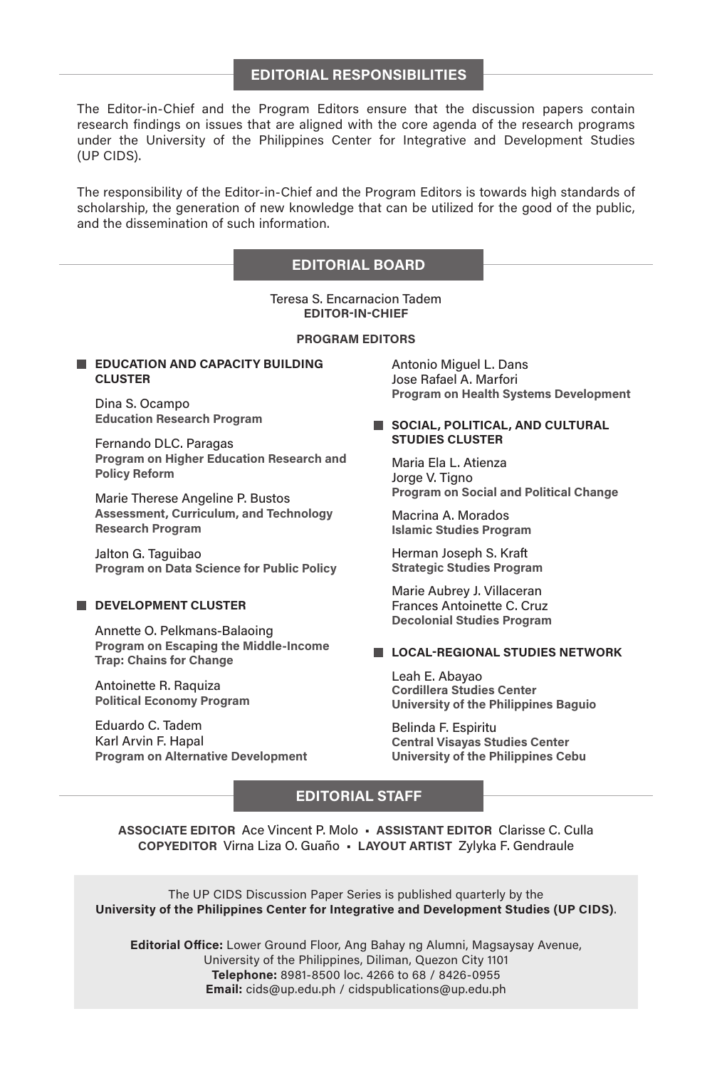## EDITORIAL RESPONSIBILITIES

The Editor-in-Chief and the Program Editors ensure that the discussion papers contain research findings on issues that are aligned with the core agenda of the research programs under the University of the Philippines Center for Integrative and Development Studies (UP CIDS).

The responsibility of the Editor-in-Chief and the Program Editors is towards high standards of scholarship, the generation of new knowledge that can be utilized for the good of the public, and the dissemination of such information.

## EDITORIAL BOARD

Teresa S. Encarnacion Tadem
**EDITOR-IN-CHIEF**

**PROGRAM EDITORS**

### EDUCATION AND CAPACITY BUILDING CLUSTER

Dina S. Ocampo
**Education Research Program**

Fernando DLC. Paragas
**Program on Higher Education Research and Policy Reform**

Marie Therese Angeline P. Bustos
**Assessment, Curriculum, and Technology Research Program**

Jalton G. Taguibao
**Program on Data Science for Public Policy**

### DEVELOPMENT CLUSTER

Annette O. Pelkmans-Balaoing
**Program on Escaping the Middle-Income Trap: Chains for Change**

Antoinette R. Raquiza
**Political Economy Program**

Eduardo C. Tadem
Karl Arvin F. Hapal
**Program on Alternative Development**

Antonio Miguel L. Dans
Jose Rafael A. Marfori
**Program on Health Systems Development**

### SOCIAL, POLITICAL, AND CULTURAL STUDIES CLUSTER

Maria Ela L. Atienza
Jorge V. Tigno
**Program on Social and Political Change**

Macrina A. Morados
**Islamic Studies Program**

Herman Joseph S. Kraft
**Strategic Studies Program**

Marie Aubrey J. Villaceran
Frances Antoinette C. Cruz
**Decolonial Studies Program**

### LOCAL-REGIONAL STUDIES NETWORK

Leah E. Abayao
**Cordillera Studies Center**
**University of the Philippines Baguio**

Belinda F. Espiritu
**Central Visayas Studies Center**
**University of the Philippines Cebu**

## EDITORIAL STAFF

**ASSOCIATE EDITOR** Ace Vincent P. Molo ▪ **ASSISTANT EDITOR** Clarisse C. Culla
**COPYEDITOR** Virna Liza O. Guaño ▪ **LAYOUT ARTIST** Zylyka F. Gendraule

The UP CIDS Discussion Paper Series is published quarterly by the
**University of the Philippines Center for Integrative and Development Studies (UP CIDS)**.

**Editorial Office:** Lower Ground Floor, Ang Bahay ng Alumni, Magsaysay Avenue, University of the Philippines, Diliman, Quezon City 1101
**Telephone:** 8981-8500 loc. 4266 to 68 / 8426-0955
**Email:** cids@up.edu.ph / cidspublications@up.edu.ph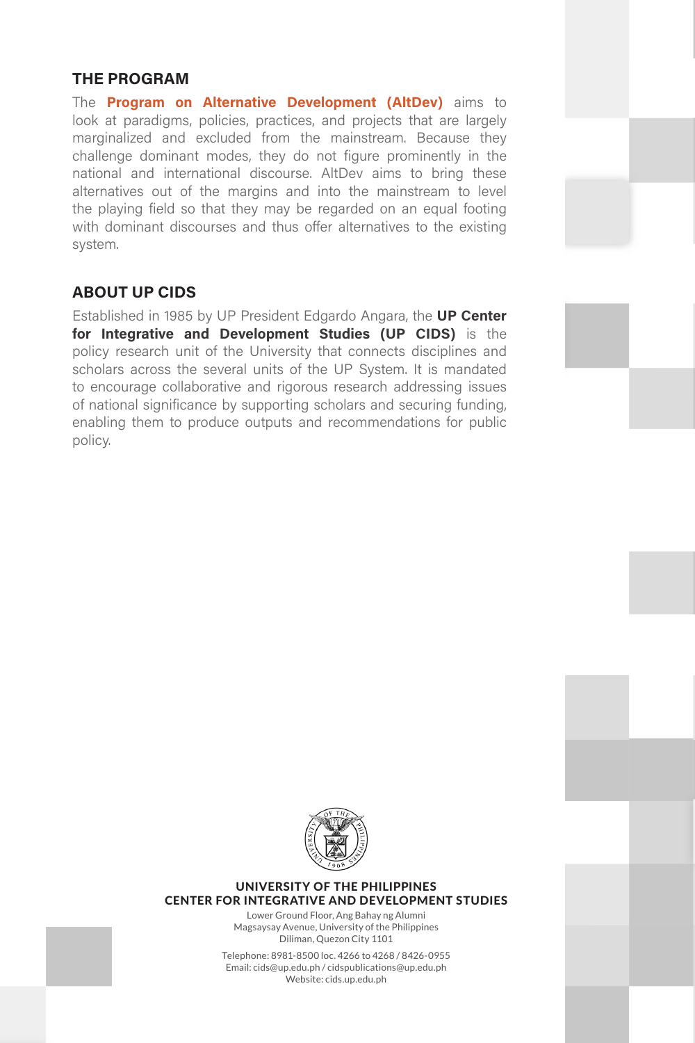## THE PROGRAM

The **Program on Alternative Development (AltDev)** aims to look at paradigms, policies, practices, and projects that are largely marginalized and excluded from the mainstream. Because they challenge dominant modes, they do not figure prominently in the national and international discourse. AltDev aims to bring these alternatives out of the margins and into the mainstream to level the playing field so that they may be regarded on an equal footing with dominant discourses and thus offer alternatives to the existing system.

## ABOUT UP CIDS

Established in 1985 by UP President Edgardo Angara, the **UP Center for Integrative and Development Studies (UP CIDS)** is the policy research unit of the University that connects disciplines and scholars across the several units of the UP System. It is mandated to encourage collaborative and rigorous research addressing issues of national significance by supporting scholars and securing funding, enabling them to produce outputs and recommendations for public policy.

**UNIVERSITY OF THE PHILIPPINES**
**CENTER FOR INTEGRATIVE AND DEVELOPMENT STUDIES**

Lower Ground Floor, Ang Bahay ng Alumni
Magsaysay Avenue, University of the Philippines
Diliman, Quezon City 1101

Telephone: 8981-8500 loc. 4266 to 4268 / 8426-0955
Email: cids@up.edu.ph / cidspublications@up.edu.ph
Website: cids.up.edu.ph